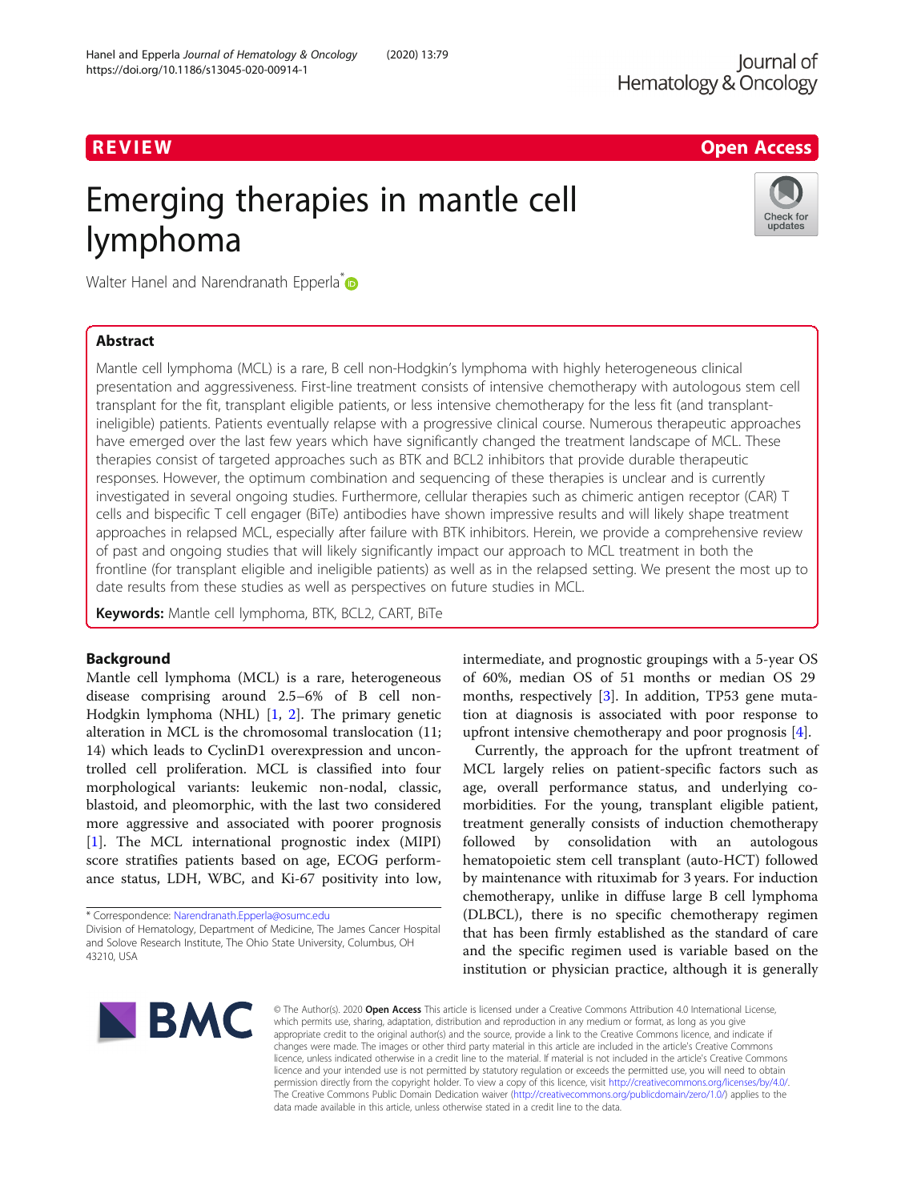REVIEW

Open Access

# Emerging therapies in mantle cell lymphoma

Walter Hanel and Narendranath Epperla*

## Abstract

Mantle cell lymphoma (MCL) is a rare, B cell non-Hodgkin's lymphoma with highly heterogeneous clinical presentation and aggressiveness. First-line treatment consists of intensive chemotherapy with autologous stem cell transplant for the fit, transplant eligible patients, or less intensive chemotherapy for the less fit (and transplant-ineligible) patients. Patients eventually relapse with a progressive clinical course. Numerous therapeutic approaches have emerged over the last few years which have significantly changed the treatment landscape of MCL. These therapies consist of targeted approaches such as BTK and BCL2 inhibitors that provide durable therapeutic responses. However, the optimum combination and sequencing of these therapies is unclear and is currently investigated in several ongoing studies. Furthermore, cellular therapies such as chimeric antigen receptor (CAR) T cells and bispecific T cell engager (BiTe) antibodies have shown impressive results and will likely shape treatment approaches in relapsed MCL, especially after failure with BTK inhibitors. Herein, we provide a comprehensive review of past and ongoing studies that will likely significantly impact our approach to MCL treatment in both the frontline (for transplant eligible and ineligible patients) as well as in the relapsed setting. We present the most up to date results from these studies as well as perspectives on future studies in MCL.

**Keywords:** Mantle cell lymphoma, BTK, BCL2, CART, BiTe

## Background

Mantle cell lymphoma (MCL) is a rare, heterogeneous disease comprising around 2.5–6% of B cell non-Hodgkin lymphoma (NHL) [1, 2]. The primary genetic alteration in MCL is the chromosomal translocation (11; 14) which leads to CyclinD1 overexpression and uncontrolled cell proliferation. MCL is classified into four morphological variants: leukemic non-nodal, classic, blastoid, and pleomorphic, with the last two considered more aggressive and associated with poorer prognosis [1]. The MCL international prognostic index (MIPI) score stratifies patients based on age, ECOG performance status, LDH, WBC, and Ki-67 positivity into low, intermediate, and prognostic groupings with a 5-year OS of 60%, median OS of 51 months or median OS 29 months, respectively [3]. In addition, TP53 gene mutation at diagnosis is associated with poor response to upfront intensive chemotherapy and poor prognosis [4].

Currently, the approach for the upfront treatment of MCL largely relies on patient-specific factors such as age, overall performance status, and underlying co-morbidities. For the young, transplant eligible patient, treatment generally consists of induction chemotherapy followed by consolidation with an autologous hematopoietic stem cell transplant (auto-HCT) followed by maintenance with rituximab for 3 years. For induction chemotherapy, unlike in diffuse large B cell lymphoma (DLBCL), there is no specific chemotherapy regimen that has been firmly established as the standard of care and the specific regimen used is variable based on the institution or physician practice, although it is generally

\* Correspondence: Narendranath.Epperla@osumc.edu
Division of Hematology, Department of Medicine, The James Cancer Hospital and Solove Research Institute, The Ohio State University, Columbus, OH 43210, USA

© The Author(s). 2020 **Open Access** This article is licensed under a Creative Commons Attribution 4.0 International License, which permits use, sharing, adaptation, distribution and reproduction in any medium or format, as long as you give appropriate credit to the original author(s) and the source, provide a link to the Creative Commons licence, and indicate if changes were made. The images or other third party material in this article are included in the article's Creative Commons licence, unless indicated otherwise in a credit line to the material. If material is not included in the article's Creative Commons licence and your intended use is not permitted by statutory regulation or exceeds the permitted use, you will need to obtain permission directly from the copyright holder. To view a copy of this licence, visit http://creativecommons.org/licenses/by/4.0/. The Creative Commons Public Domain Dedication waiver (http://creativecommons.org/publicdomain/zero/1.0/) applies to the data made available in this article, unless otherwise stated in a credit line to the data.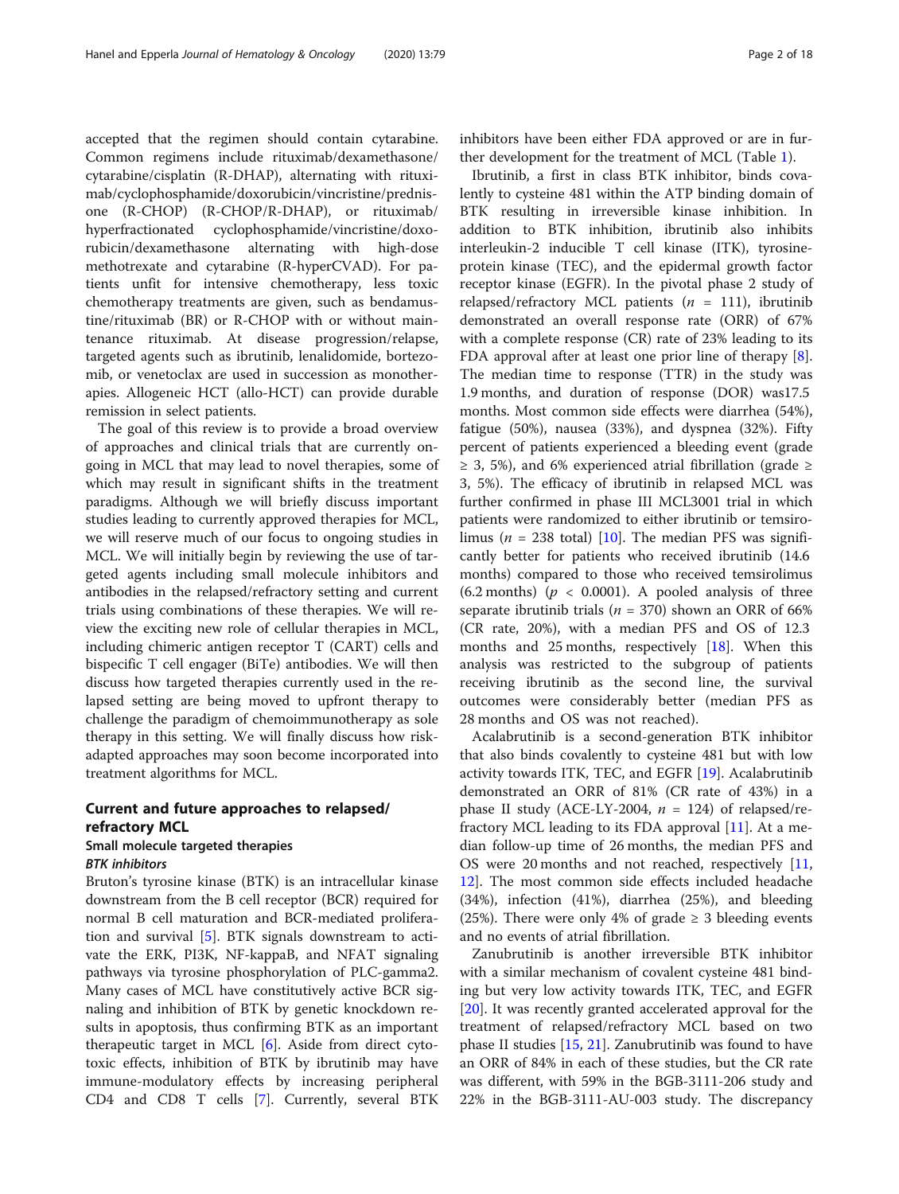accepted that the regimen should contain cytarabine. Common regimens include rituximab/dexamethasone/cytarabine/cisplatin (R-DHAP), alternating with rituximab/cyclophosphamide/doxorubicin/vincristine/prednisone (R-CHOP) (R-CHOP/R-DHAP), or rituximab/hyperfractionated cyclophosphamide/vincristine/doxorubicin/dexamethasone alternating with high-dose methotrexate and cytarabine (R-hyperCVAD). For patients unfit for intensive chemotherapy, less toxic chemotherapy treatments are given, such as bendamustine/rituximab (BR) or R-CHOP with or without maintenance rituximab. At disease progression/relapse, targeted agents such as ibrutinib, lenalidomide, bortezomib, or venetoclax are used in succession as monotherapies. Allogeneic HCT (allo-HCT) can provide durable remission in select patients.

The goal of this review is to provide a broad overview of approaches and clinical trials that are currently ongoing in MCL that may lead to novel therapies, some of which may result in significant shifts in the treatment paradigms. Although we will briefly discuss important studies leading to currently approved therapies for MCL, we will reserve much of our focus to ongoing studies in MCL. We will initially begin by reviewing the use of targeted agents including small molecule inhibitors and antibodies in the relapsed/refractory setting and current trials using combinations of these therapies. We will review the exciting new role of cellular therapies in MCL, including chimeric antigen receptor T (CART) cells and bispecific T cell engager (BiTe) antibodies. We will then discuss how targeted therapies currently used in the relapsed setting are being moved to upfront therapy to challenge the paradigm of chemoimmunotherapy as sole therapy in this setting. We will finally discuss how risk-adapted approaches may soon become incorporated into treatment algorithms for MCL.

## Current and future approaches to relapsed/refractory MCL

### Small molecule targeted therapies

#### *BTK inhibitors*

Bruton's tyrosine kinase (BTK) is an intracellular kinase downstream from the B cell receptor (BCR) required for normal B cell maturation and BCR-mediated proliferation and survival [5]. BTK signals downstream to activate the ERK, PI3K, NF-kappaB, and NFAT signaling pathways via tyrosine phosphorylation of PLC-gamma2. Many cases of MCL have constitutively active BCR signaling and inhibition of BTK by genetic knockdown results in apoptosis, thus confirming BTK as an important therapeutic target in MCL [6]. Aside from direct cytotoxic effects, inhibition of BTK by ibrutinib may have immune-modulatory effects by increasing peripheral CD4 and CD8 T cells [7]. Currently, several BTK inhibitors have been either FDA approved or are in further development for the treatment of MCL (Table 1).

Ibrutinib, a first in class BTK inhibitor, binds covalently to cysteine 481 within the ATP binding domain of BTK resulting in irreversible kinase inhibition. In addition to BTK inhibition, ibrutinib also inhibits interleukin-2 inducible T cell kinase (ITK), tyrosine-protein kinase (TEC), and the epidermal growth factor receptor kinase (EGFR). In the pivotal phase 2 study of relapsed/refractory MCL patients ($n$ = 111), ibrutinib demonstrated an overall response rate (ORR) of 67% with a complete response (CR) rate of 23% leading to its FDA approval after at least one prior line of therapy [8]. The median time to response (TTR) in the study was 1.9 months, and duration of response (DOR) was17.5 months. Most common side effects were diarrhea (54%), fatigue (50%), nausea (33%), and dyspnea (32%). Fifty percent of patients experienced a bleeding event (grade $\geq$ 3, 5%), and 6% experienced atrial fibrillation (grade $\geq$ 3, 5%). The efficacy of ibrutinib in relapsed MCL was further confirmed in phase III MCL3001 trial in which patients were randomized to either ibrutinib or temsirolimus ($n$ = 238 total) [10]. The median PFS was significantly better for patients who received ibrutinib (14.6 months) compared to those who received temsirolimus (6.2 months) ($p$ < 0.0001). A pooled analysis of three separate ibrutinib trials ($n$ = 370) shown an ORR of 66% (CR rate, 20%), with a median PFS and OS of 12.3 months and 25 months, respectively [18]. When this analysis was restricted to the subgroup of patients receiving ibrutinib as the second line, the survival outcomes were considerably better (median PFS as 28 months and OS was not reached).

Acalabrutinib is a second-generation BTK inhibitor that also binds covalently to cysteine 481 but with low activity towards ITK, TEC, and EGFR [19]. Acalabrutinib demonstrated an ORR of 81% (CR rate of 43%) in a phase II study (ACE-LY-2004, $n$ = 124) of relapsed/refractory MCL leading to its FDA approval [11]. At a median follow-up time of 26 months, the median PFS and OS were 20 months and not reached, respectively [11, 12]. The most common side effects included headache (34%), infection (41%), diarrhea (25%), and bleeding (25%). There were only 4% of grade $\geq$ 3 bleeding events and no events of atrial fibrillation.

Zanubrutinib is another irreversible BTK inhibitor with a similar mechanism of covalent cysteine 481 binding but very low activity towards ITK, TEC, and EGFR [20]. It was recently granted accelerated approval for the treatment of relapsed/refractory MCL based on two phase II studies [15, 21]. Zanubrutinib was found to have an ORR of 84% in each of these studies, but the CR rate was different, with 59% in the BGB-3111-206 study and 22% in the BGB-3111-AU-003 study. The discrepancy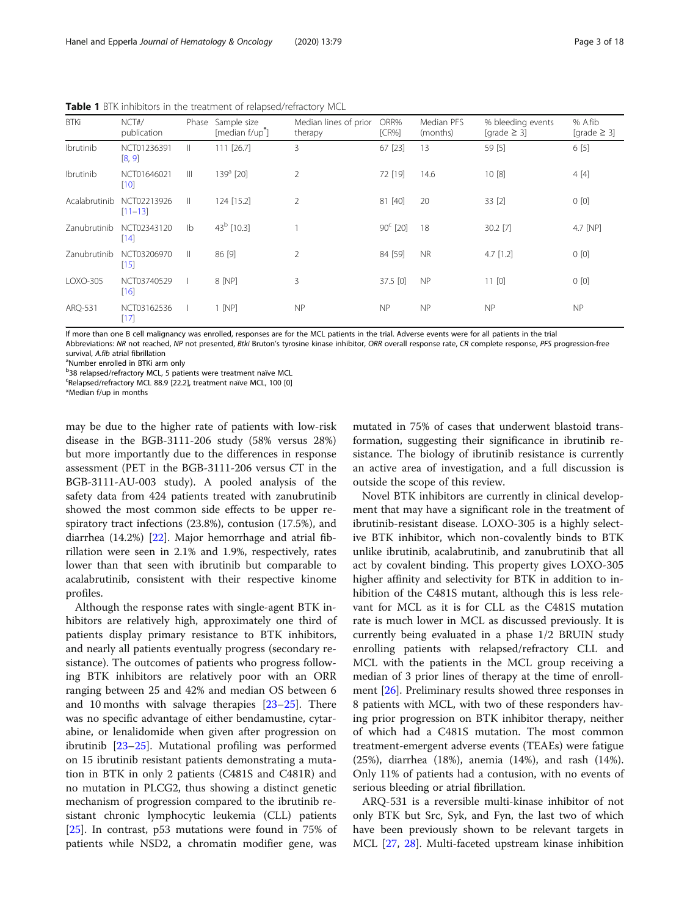**Table 1** BTK inhibitors in the treatment of relapsed/refractory MCL

| BTKi | NCT#/ publication | Phase | Sample size [median f/up*] | Median lines of prior therapy | ORR% [CR%] | Median PFS (months) | % bleeding events [grade ≥ 3] | % A.fib [grade ≥ 3] |
|---|---|---|---|---|---|---|---|---|
| Ibrutinib | NCT01236391 [8, 9] | II | 111 [26.7] | 3 | 67 [23] | 13 | 59 [5] | 6 [5] |
| Ibrutinib | NCT01646021 [10] | III | 139[a] [20] | 2 | 72 [19] | 14.6 | 10 [8] | 4 [4] |
| Acalabrutinib | NCT02213926 [11–13] | II | 124 [15.2] | 2 | 81 [40] | 20 | 33 [2] | 0 [0] |
| Zanubrutinib | NCT02343120 [14] | Ib | 43[b] [10.3] | 1 | 90[c] [20] | 18 | 30.2 [7] | 4.7 [NP] |
| Zanubrutinib | NCT03206970 [15] | II | 86 [9] | 2 | 84 [59] | NR | 4.7 [1.2] | 0 [0] |
| LOXO-305 | NCT03740529 [16] | I | 8 [NP] | 3 | 37.5 [0] | NP | 11 [0] | 0 [0] |
| ARQ-531 | NCT03162536 [17] | I | 1 [NP] | NP | NP | NP | NP | NP |

If more than one B cell malignancy was enrolled, responses are for the MCL patients in the trial. Adverse events were for all patients in the trial

Abbreviations: *NR* not reached, *NP* not presented, *Btki* Bruton's tyrosine kinase inhibitor, *ORR* overall response rate, *CR* complete response, *PFS* progression-free survival, *A.fib* atrial fibrillation

[a]Number enrolled in BTKi arm only

[b]38 relapsed/refractory MCL, 5 patients were treatment naïve MCL

[c]Relapsed/refractory MCL 88.9 [22.2], treatment naïve MCL, 100 [0]

*Median f/up in months

may be due to the higher rate of patients with low-risk disease in the BGB-3111-206 study (58% versus 28%) but more importantly due to the differences in response assessment (PET in the BGB-3111-206 versus CT in the BGB-3111-AU-003 study). A pooled analysis of the safety data from 424 patients treated with zanubrutinib showed the most common side effects to be upper respiratory tract infections (23.8%), contusion (17.5%), and diarrhea (14.2%) [22]. Major hemorrhage and atrial fibrillation were seen in 2.1% and 1.9%, respectively, rates lower than that seen with ibrutinib but comparable to acalabrutinib, consistent with their respective kinome profiles.

Although the response rates with single-agent BTK inhibitors are relatively high, approximately one third of patients display primary resistance to BTK inhibitors, and nearly all patients eventually progress (secondary resistance). The outcomes of patients who progress following BTK inhibitors are relatively poor with an ORR ranging between 25 and 42% and median OS between 6 and 10 months with salvage therapies [23–25]. There was no specific advantage of either bendamustine, cytarabine, or lenalidomide when given after progression on ibrutinib [23–25]. Mutational profiling was performed on 15 ibrutinib resistant patients demonstrating a mutation in BTK in only 2 patients (C481S and C481R) and no mutation in PLCG2, thus showing a distinct genetic mechanism of progression compared to the ibrutinib resistant chronic lymphocytic leukemia (CLL) patients [25]. In contrast, p53 mutations were found in 75% of patients while NSD2, a chromatin modifier gene, was mutated in 75% of cases that underwent blastoid transformation, suggesting their significance in ibrutinib resistance. The biology of ibrutinib resistance is currently an active area of investigation, and a full discussion is outside the scope of this review.

Novel BTK inhibitors are currently in clinical development that may have a significant role in the treatment of ibrutinib-resistant disease. LOXO-305 is a highly selective BTK inhibitor, which non-covalently binds to BTK unlike ibrutinib, acalabrutinib, and zanubrutinib that all act by covalent binding. This property gives LOXO-305 higher affinity and selectivity for BTK in addition to inhibition of the C481S mutant, although this is less relevant for MCL as it is for CLL as the C481S mutation rate is much lower in MCL as discussed previously. It is currently being evaluated in a phase 1/2 BRUIN study enrolling patients with relapsed/refractory CLL and MCL with the patients in the MCL group receiving a median of 3 prior lines of therapy at the time of enrollment [26]. Preliminary results showed three responses in 8 patients with MCL, with two of these responders having prior progression on BTK inhibitor therapy, neither of which had a C481S mutation. The most common treatment-emergent adverse events (TEAEs) were fatigue (25%), diarrhea (18%), anemia (14%), and rash (14%). Only 11% of patients had a contusion, with no events of serious bleeding or atrial fibrillation.

ARQ-531 is a reversible multi-kinase inhibitor of not only BTK but Src, Syk, and Fyn, the last two of which have been previously shown to be relevant targets in MCL [27, 28]. Multi-faceted upstream kinase inhibition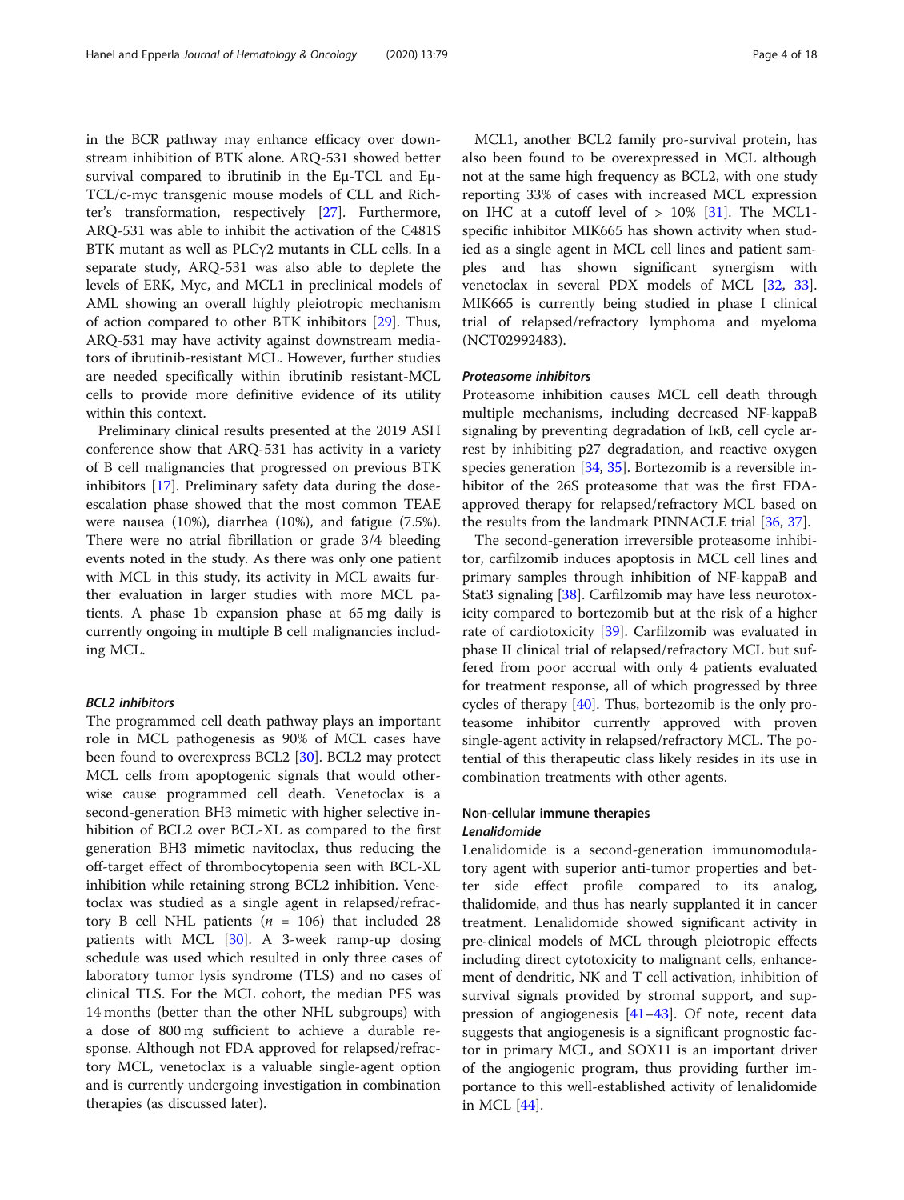in the BCR pathway may enhance efficacy over downstream inhibition of BTK alone. ARQ-531 showed better survival compared to ibrutinib in the Eμ-TCL and Eμ-TCL/c-myc transgenic mouse models of CLL and Richter's transformation, respectively [27]. Furthermore, ARQ-531 was able to inhibit the activation of the C481S BTK mutant as well as PLCγ2 mutants in CLL cells. In a separate study, ARQ-531 was also able to deplete the levels of ERK, Myc, and MCL1 in preclinical models of AML showing an overall highly pleiotropic mechanism of action compared to other BTK inhibitors [29]. Thus, ARQ-531 may have activity against downstream mediators of ibrutinib-resistant MCL. However, further studies are needed specifically within ibrutinib resistant-MCL cells to provide more definitive evidence of its utility within this context.

Preliminary clinical results presented at the 2019 ASH conference show that ARQ-531 has activity in a variety of B cell malignancies that progressed on previous BTK inhibitors [17]. Preliminary safety data during the dose-escalation phase showed that the most common TEAE were nausea (10%), diarrhea (10%), and fatigue (7.5%). There were no atrial fibrillation or grade 3/4 bleeding events noted in the study. As there was only one patient with MCL in this study, its activity in MCL awaits further evaluation in larger studies with more MCL patients. A phase 1b expansion phase at 65 mg daily is currently ongoing in multiple B cell malignancies including MCL.

#### BCL2 inhibitors

The programmed cell death pathway plays an important role in MCL pathogenesis as 90% of MCL cases have been found to overexpress BCL2 [30]. BCL2 may protect MCL cells from apoptogenic signals that would otherwise cause programmed cell death. Venetoclax is a second-generation BH3 mimetic with higher selective inhibition of BCL2 over BCL-XL as compared to the first generation BH3 mimetic navitoclax, thus reducing the off-target effect of thrombocytopenia seen with BCL-XL inhibition while retaining strong BCL2 inhibition. Venetoclax was studied as a single agent in relapsed/refractory B cell NHL patients ($n$ = 106) that included 28 patients with MCL [30]. A 3-week ramp-up dosing schedule was used which resulted in only three cases of laboratory tumor lysis syndrome (TLS) and no cases of clinical TLS. For the MCL cohort, the median PFS was 14 months (better than the other NHL subgroups) with a dose of 800 mg sufficient to achieve a durable response. Although not FDA approved for relapsed/refractory MCL, venetoclax is a valuable single-agent option and is currently undergoing investigation in combination therapies (as discussed later).

MCL1, another BCL2 family pro-survival protein, has also been found to be overexpressed in MCL although not at the same high frequency as BCL2, with one study reporting 33% of cases with increased MCL expression on IHC at a cutoff level of > 10% [31]. The MCL1-specific inhibitor MIK665 has shown activity when studied as a single agent in MCL cell lines and patient samples and has shown significant synergism with venetoclax in several PDX models of MCL [32, 33]. MIK665 is currently being studied in phase I clinical trial of relapsed/refractory lymphoma and myeloma (NCT02992483).

#### Proteasome inhibitors

Proteasome inhibition causes MCL cell death through multiple mechanisms, including decreased NF-kappaB signaling by preventing degradation of IκB, cell cycle arrest by inhibiting p27 degradation, and reactive oxygen species generation [34, 35]. Bortezomib is a reversible inhibitor of the 26S proteasome that was the first FDA-approved therapy for relapsed/refractory MCL based on the results from the landmark PINNACLE trial [36, 37].

The second-generation irreversible proteasome inhibitor, carfilzomib induces apoptosis in MCL cell lines and primary samples through inhibition of NF-kappaB and Stat3 signaling [38]. Carfilzomib may have less neurotoxicity compared to bortezomib but at the risk of a higher rate of cardiotoxicity [39]. Carfilzomib was evaluated in phase II clinical trial of relapsed/refractory MCL but suffered from poor accrual with only 4 patients evaluated for treatment response, all of which progressed by three cycles of therapy [40]. Thus, bortezomib is the only proteasome inhibitor currently approved with proven single-agent activity in relapsed/refractory MCL. The potential of this therapeutic class likely resides in its use in combination treatments with other agents.

### Non-cellular immune therapies

#### Lenalidomide

Lenalidomide is a second-generation immunomodulatory agent with superior anti-tumor properties and better side effect profile compared to its analog, thalidomide, and thus has nearly supplanted it in cancer treatment. Lenalidomide showed significant activity in pre-clinical models of MCL through pleiotropic effects including direct cytotoxicity to malignant cells, enhancement of dendritic, NK and T cell activation, inhibition of survival signals provided by stromal support, and suppression of angiogenesis [41–43]. Of note, recent data suggests that angiogenesis is a significant prognostic factor in primary MCL, and SOX11 is an important driver of the angiogenic program, thus providing further importance to this well-established activity of lenalidomide in MCL [44].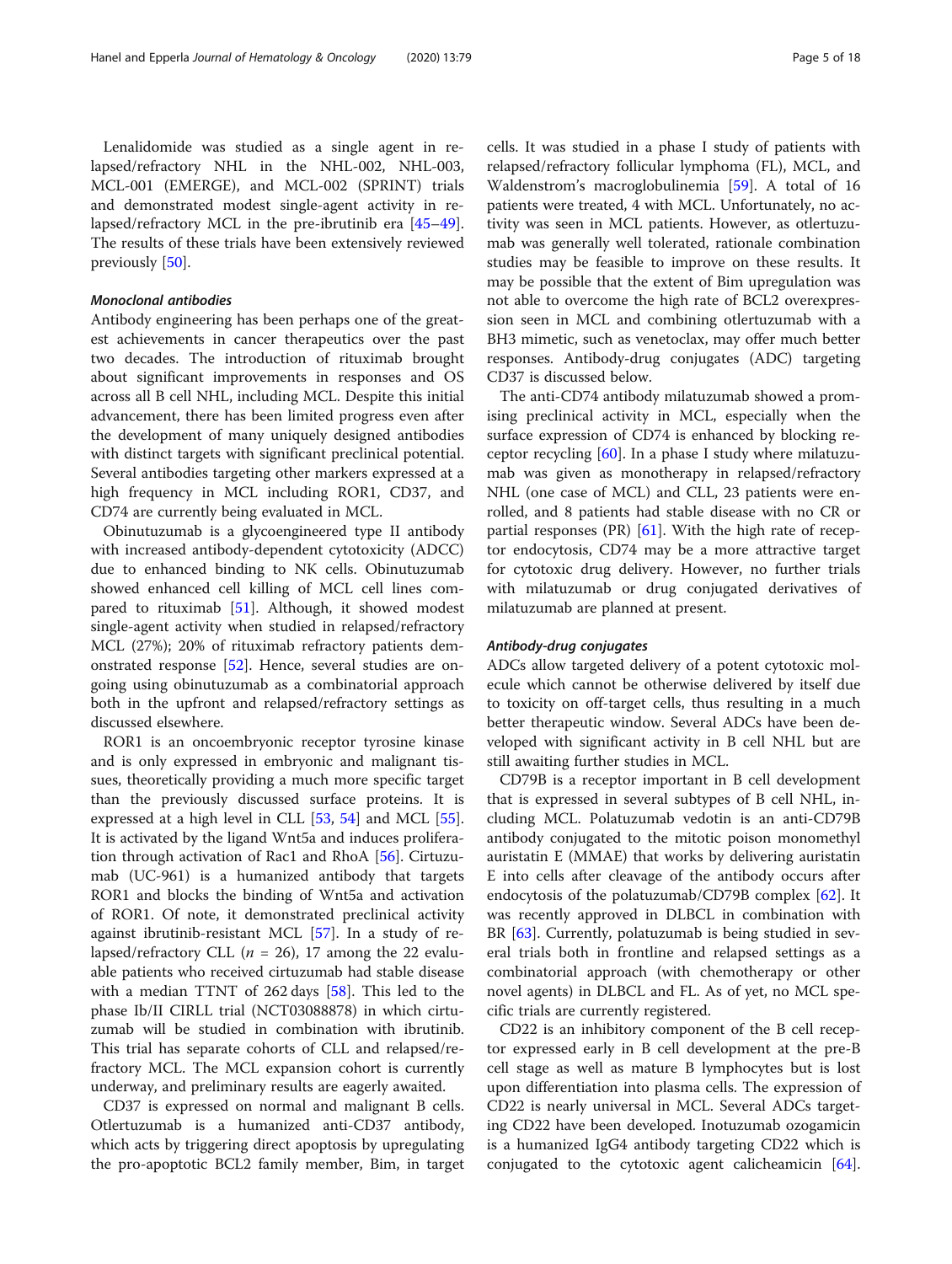Lenalidomide was studied as a single agent in relapsed/refractory NHL in the NHL-002, NHL-003, MCL-001 (EMERGE), and MCL-002 (SPRINT) trials and demonstrated modest single-agent activity in relapsed/refractory MCL in the pre-ibrutinib era [45–49]. The results of these trials have been extensively reviewed previously [50].

#### *Monoclonal antibodies*

Antibody engineering has been perhaps one of the greatest achievements in cancer therapeutics over the past two decades. The introduction of rituximab brought about significant improvements in responses and OS across all B cell NHL, including MCL. Despite this initial advancement, there has been limited progress even after the development of many uniquely designed antibodies with distinct targets with significant preclinical potential. Several antibodies targeting other markers expressed at a high frequency in MCL including ROR1, CD37, and CD74 are currently being evaluated in MCL.

Obinutuzumab is a glycoengineered type II antibody with increased antibody-dependent cytotoxicity (ADCC) due to enhanced binding to NK cells. Obinutuzumab showed enhanced cell killing of MCL cell lines compared to rituximab [51]. Although, it showed modest single-agent activity when studied in relapsed/refractory MCL (27%); 20% of rituximab refractory patients demonstrated response [52]. Hence, several studies are ongoing using obinutuzumab as a combinatorial approach both in the upfront and relapsed/refractory settings as discussed elsewhere.

ROR1 is an oncoembryonic receptor tyrosine kinase and is only expressed in embryonic and malignant tissues, theoretically providing a much more specific target than the previously discussed surface proteins. It is expressed at a high level in CLL [53, 54] and MCL [55]. It is activated by the ligand Wnt5a and induces proliferation through activation of Rac1 and RhoA [56]. Cirtuzumab (UC-961) is a humanized antibody that targets ROR1 and blocks the binding of Wnt5a and activation of ROR1. Of note, it demonstrated preclinical activity against ibrutinib-resistant MCL [57]. In a study of relapsed/refractory CLL ($n$ = 26), 17 among the 22 evaluable patients who received cirtuzumab had stable disease with a median TTNT of 262 days [58]. This led to the phase Ib/II CIRLL trial (NCT03088878) in which cirtuzumab will be studied in combination with ibrutinib. This trial has separate cohorts of CLL and relapsed/refractory MCL. The MCL expansion cohort is currently underway, and preliminary results are eagerly awaited.

CD37 is expressed on normal and malignant B cells. Otlertuzumab is a humanized anti-CD37 antibody, which acts by triggering direct apoptosis by upregulating the pro-apoptotic BCL2 family member, Bim, in target cells. It was studied in a phase I study of patients with relapsed/refractory follicular lymphoma (FL), MCL, and Waldenstrom's macroglobulinemia [59]. A total of 16 patients were treated, 4 with MCL. Unfortunately, no activity was seen in MCL patients. However, as otlertuzumab was generally well tolerated, rationale combination studies may be feasible to improve on these results. It may be possible that the extent of Bim upregulation was not able to overcome the high rate of BCL2 overexpression seen in MCL and combining otlertuzumab with a BH3 mimetic, such as venetoclax, may offer much better responses. Antibody-drug conjugates (ADC) targeting CD37 is discussed below.

The anti-CD74 antibody milatuzumab showed a promising preclinical activity in MCL, especially when the surface expression of CD74 is enhanced by blocking receptor recycling [60]. In a phase I study where milatuzumab was given as monotherapy in relapsed/refractory NHL (one case of MCL) and CLL, 23 patients were enrolled, and 8 patients had stable disease with no CR or partial responses (PR) [61]. With the high rate of receptor endocytosis, CD74 may be a more attractive target for cytotoxic drug delivery. However, no further trials with milatuzumab or drug conjugated derivatives of milatuzumab are planned at present.

#### *Antibody-drug conjugates*

ADCs allow targeted delivery of a potent cytotoxic molecule which cannot be otherwise delivered by itself due to toxicity on off-target cells, thus resulting in a much better therapeutic window. Several ADCs have been developed with significant activity in B cell NHL but are still awaiting further studies in MCL.

CD79B is a receptor important in B cell development that is expressed in several subtypes of B cell NHL, including MCL. Polatuzumab vedotin is an anti-CD79B antibody conjugated to the mitotic poison monomethyl auristatin E (MMAE) that works by delivering auristatin E into cells after cleavage of the antibody occurs after endocytosis of the polatuzumab/CD79B complex [62]. It was recently approved in DLBCL in combination with BR [63]. Currently, polatuzumab is being studied in several trials both in frontline and relapsed settings as a combinatorial approach (with chemotherapy or other novel agents) in DLBCL and FL. As of yet, no MCL specific trials are currently registered.

CD22 is an inhibitory component of the B cell receptor expressed early in B cell development at the pre-B cell stage as well as mature B lymphocytes but is lost upon differentiation into plasma cells. The expression of CD22 is nearly universal in MCL. Several ADCs targeting CD22 have been developed. Inotuzumab ozogamicin is a humanized IgG4 antibody targeting CD22 which is conjugated to the cytotoxic agent calicheamicin [64].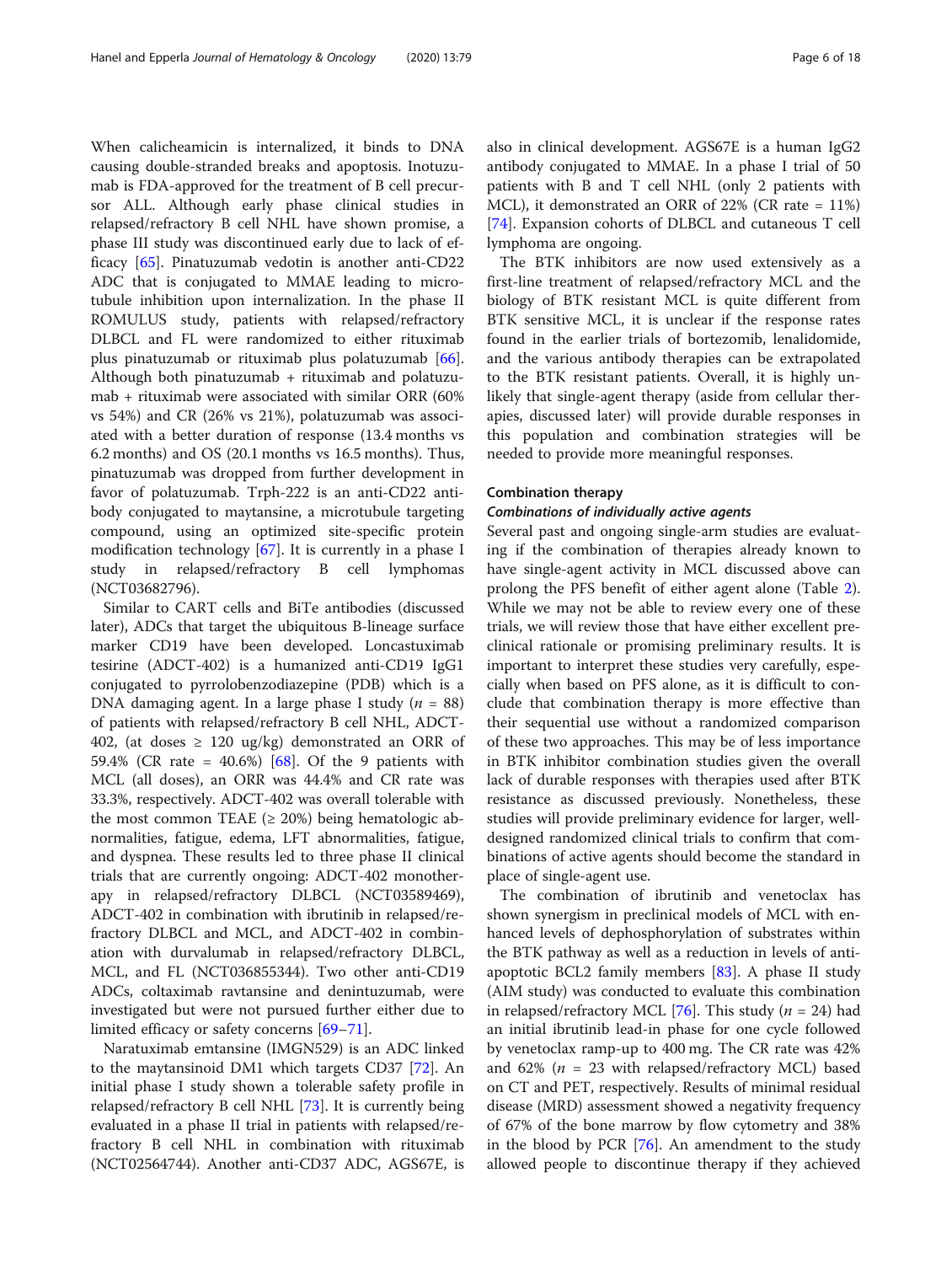When calicheamicin is internalized, it binds to DNA causing double-stranded breaks and apoptosis. Inotuzumab is FDA-approved for the treatment of B cell precursor ALL. Although early phase clinical studies in relapsed/refractory B cell NHL have shown promise, a phase III study was discontinued early due to lack of efficacy [65]. Pinatuzumab vedotin is another anti-CD22 ADC that is conjugated to MMAE leading to microtubule inhibition upon internalization. In the phase II ROMULUS study, patients with relapsed/refractory DLBCL and FL were randomized to either rituximab plus pinatuzumab or rituximab plus polatuzumab [66]. Although both pinatuzumab + rituximab and polatuzumab + rituximab were associated with similar ORR (60% vs 54%) and CR (26% vs 21%), polatuzumab was associated with a better duration of response (13.4 months vs 6.2 months) and OS (20.1 months vs 16.5 months). Thus, pinatuzumab was dropped from further development in favor of polatuzumab. Trph-222 is an anti-CD22 antibody conjugated to maytansine, a microtubule targeting compound, using an optimized site-specific protein modification technology [67]. It is currently in a phase I study in relapsed/refractory B cell lymphomas (NCT03682796).

Similar to CART cells and BiTe antibodies (discussed later), ADCs that target the ubiquitous B-lineage surface marker CD19 have been developed. Loncastuximab tesirine (ADCT-402) is a humanized anti-CD19 IgG1 conjugated to pyrrolobenzodiazepine (PDB) which is a DNA damaging agent. In a large phase I study ($n$ = 88) of patients with relapsed/refractory B cell NHL, ADCT-402, (at doses ≥ 120 ug/kg) demonstrated an ORR of 59.4% (CR rate = 40.6%) [68]. Of the 9 patients with MCL (all doses), an ORR was 44.4% and CR rate was 33.3%, respectively. ADCT-402 was overall tolerable with the most common TEAE (≥ 20%) being hematologic abnormalities, fatigue, edema, LFT abnormalities, fatigue, and dyspnea. These results led to three phase II clinical trials that are currently ongoing: ADCT-402 monotherapy in relapsed/refractory DLBCL (NCT03589469), ADCT-402 in combination with ibrutinib in relapsed/refractory DLBCL and MCL, and ADCT-402 in combination with durvalumab in relapsed/refractory DLBCL, MCL, and FL (NCT036855344). Two other anti-CD19 ADCs, coltaximab ravtansine and denintuzumab, were investigated but were not pursued further either due to limited efficacy or safety concerns [69–71].

Naratuximab emtansine (IMGN529) is an ADC linked to the maytansinoid DM1 which targets CD37 [72]. An initial phase I study shown a tolerable safety profile in relapsed/refractory B cell NHL [73]. It is currently being evaluated in a phase II trial in patients with relapsed/refractory B cell NHL in combination with rituximab (NCT02564744). Another anti-CD37 ADC, AGS67E, is also in clinical development. AGS67E is a human IgG2 antibody conjugated to MMAE. In a phase I trial of 50 patients with B and T cell NHL (only 2 patients with MCL), it demonstrated an ORR of 22% (CR rate = 11%) [74]. Expansion cohorts of DLBCL and cutaneous T cell lymphoma are ongoing.

The BTK inhibitors are now used extensively as a first-line treatment of relapsed/refractory MCL and the biology of BTK resistant MCL is quite different from BTK sensitive MCL, it is unclear if the response rates found in the earlier trials of bortezomib, lenalidomide, and the various antibody therapies can be extrapolated to the BTK resistant patients. Overall, it is highly unlikely that single-agent therapy (aside from cellular therapies, discussed later) will provide durable responses in this population and combination strategies will be needed to provide more meaningful responses.

## Combination therapy

### *Combinations of individually active agents*

Several past and ongoing single-arm studies are evaluating if the combination of therapies already known to have single-agent activity in MCL discussed above can prolong the PFS benefit of either agent alone (Table 2). While we may not be able to review every one of these trials, we will review those that have either excellent preclinical rationale or promising preliminary results. It is important to interpret these studies very carefully, especially when based on PFS alone, as it is difficult to conclude that combination therapy is more effective than their sequential use without a randomized comparison of these two approaches. This may be of less importance in BTK inhibitor combination studies given the overall lack of durable responses with therapies used after BTK resistance as discussed previously. Nonetheless, these studies will provide preliminary evidence for larger, well-designed randomized clinical trials to confirm that combinations of active agents should become the standard in place of single-agent use.

The combination of ibrutinib and venetoclax has shown synergism in preclinical models of MCL with enhanced levels of dephosphorylation of substrates within the BTK pathway as well as a reduction in levels of anti-apoptotic BCL2 family members [83]. A phase II study (AIM study) was conducted to evaluate this combination in relapsed/refractory MCL [76]. This study ($n$ = 24) had an initial ibrutinib lead-in phase for one cycle followed by venetoclax ramp-up to 400 mg. The CR rate was 42% and 62% ($n$ = 23 with relapsed/refractory MCL) based on CT and PET, respectively. Results of minimal residual disease (MRD) assessment showed a negativity frequency of 67% of the bone marrow by flow cytometry and 38% in the blood by PCR [76]. An amendment to the study allowed people to discontinue therapy if they achieved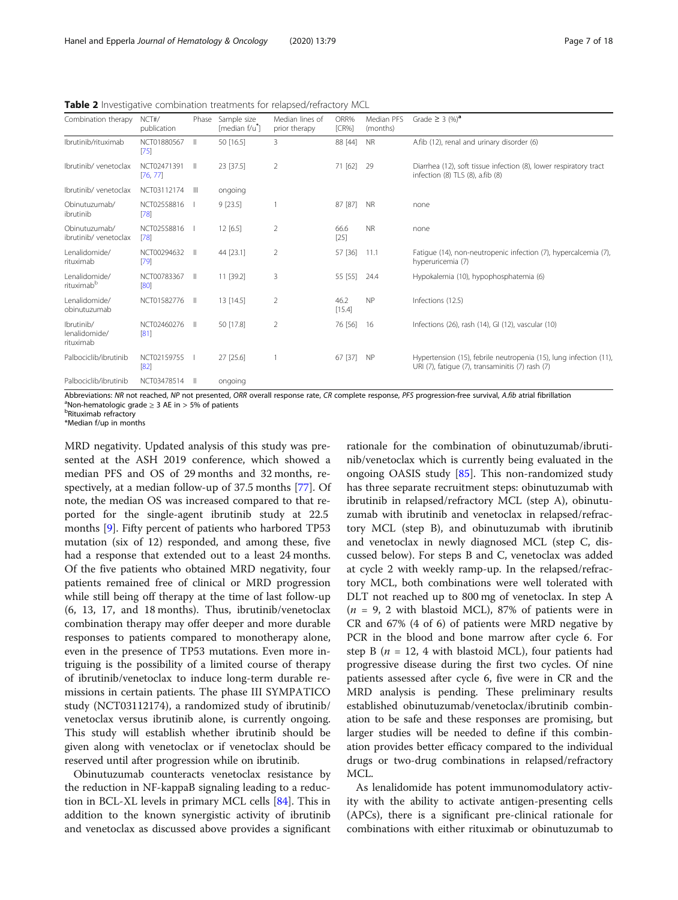**Table 2** Investigative combination treatments for relapsed/refractory MCL

| Combination therapy | NCT#/ publication | Phase | Sample size [median f/u*] | Median lines of prior therapy | ORR% [CR%] | Median PFS (months) | Grade ≥ 3 (%)[a] |
|---|---|---|---|---|---|---|---|
| Ibrutinib/rituximab | NCT01880567 [75] | II | 50 [16.5] | 3 | 88 [44] | NR | A.fib (12), renal and urinary disorder (6) |
| Ibrutinib/ venetoclax | NCT02471391 [76, 77] | II | 23 [37.5] | 2 | 71 [62] | 29 | Diarrhea (12), soft tissue infection (8), lower respiratory tract infection (8) TLS (8), a.fib (8) |
| Ibrutinib/ venetoclax | NCT03112174 | III | ongoing | | | | |
| Obinutuzumab/ ibrutinib | NCT02558816 [78] | I | 9 [23.5] | 1 | 87 [87] | NR | none |
| Obinutuzumab/ ibrutinib/ venetoclax | NCT02558816 [78] | I | 12 [6.5] | 2 | 66.6 [25] | NR | none |
| Lenalidomide/ rituximab | NCT00294632 [79] | II | 44 [23.1] | 2 | 57 [36] | 11.1 | Fatigue (14), non-neutropenic infection (7), hypercalcemia (7), hyperuricemia (7) |
| Lenalidomide/ rituximab[b] | NCT00783367 [80] | II | 11 [39.2] | 3 | 55 [55] | 24.4 | Hypokalemia (10), hypophosphatemia (6) |
| Lenalidomide/ obinutuzumab | NCT01582776 | II | 13 [14.5] | 2 | 46.2 [15.4] | NP | Infections (12.5) |
| Ibrutinib/ lenalidomide/ rituximab | NCT02460276 [81] | II | 50 [17.8] | 2 | 76 [56] | 16 | Infections (26), rash (14), GI (12), vascular (10) |
| Palbociclib/ibrutinib | NCT02159755 [82] | I | 27 [25.6] | 1 | 67 [37] | NP | Hypertension (15), febrile neutropenia (15), lung infection (11), URI (7), fatigue (7), transaminitis (7) rash (7) |
| Palbociclib/ibrutinib | NCT03478514 | II | ongoing | | | | |

Abbreviations: *NR* not reached, *NP* not presented, *ORR* overall response rate, *CR* complete response, *PFS* progression-free survival, *A.fib* atrial fibrillation
[a]Non-hematologic grade ≥ 3 AE in > 5% of patients
[b]Rituximab refractory
*Median f/up in months

MRD negativity. Updated analysis of this study was presented at the ASH 2019 conference, which showed a median PFS and OS of 29 months and 32 months, respectively, at a median follow-up of 37.5 months [77]. Of note, the median OS was increased compared to that reported for the single-agent ibrutinib study at 22.5 months [9]. Fifty percent of patients who harbored TP53 mutation (six of 12) responded, and among these, five had a response that extended out to a least 24 months. Of the five patients who obtained MRD negativity, four patients remained free of clinical or MRD progression while still being off therapy at the time of last follow-up (6, 13, 17, and 18 months). Thus, ibrutinib/venetoclax combination therapy may offer deeper and more durable responses to patients compared to monotherapy alone, even in the presence of TP53 mutations. Even more intriguing is the possibility of a limited course of therapy of ibrutinib/venetoclax to induce long-term durable remissions in certain patients. The phase III SYMPATICO study (NCT03112174), a randomized study of ibrutinib/venetoclax versus ibrutinib alone, is currently ongoing. This study will establish whether ibrutinib should be given along with venetoclax or if venetoclax should be reserved until after progression while on ibrutinib.

Obinutuzumab counteracts venetoclax resistance by the reduction in NF-kappaB signaling leading to a reduction in BCL-XL levels in primary MCL cells [84]. This in addition to the known synergistic activity of ibrutinib and venetoclax as discussed above provides a significant rationale for the combination of obinutuzumab/ibrutinib/venetoclax which is currently being evaluated in the ongoing OASIS study [85]. This non-randomized study has three separate recruitment steps: obinutuzumab with ibrutinib in relapsed/refractory MCL (step A), obinutuzumab with ibrutinib and venetoclax in relapsed/refractory MCL (step B), and obinutuzumab with ibrutinib and venetoclax in newly diagnosed MCL (step C, discussed below). For steps B and C, venetoclax was added at cycle 2 with weekly ramp-up. In the relapsed/refractory MCL, both combinations were well tolerated with DLT not reached up to 800 mg of venetoclax. In step A ($n$ = 9, 2 with blastoid MCL), 87% of patients were in CR and 67% (4 of 6) of patients were MRD negative by PCR in the blood and bone marrow after cycle 6. For step B ($n$ = 12, 4 with blastoid MCL), four patients had progressive disease during the first two cycles. Of nine patients assessed after cycle 6, five were in CR and the MRD analysis is pending. These preliminary results established obinutuzumab/venetoclax/ibrutinib combination to be safe and these responses are promising, but larger studies will be needed to define if this combination provides better efficacy compared to the individual drugs or two-drug combinations in relapsed/refractory MCL.

As lenalidomide has potent immunomodulatory activity with the ability to activate antigen-presenting cells (APCs), there is a significant pre-clinical rationale for combinations with either rituximab or obinutuzumab to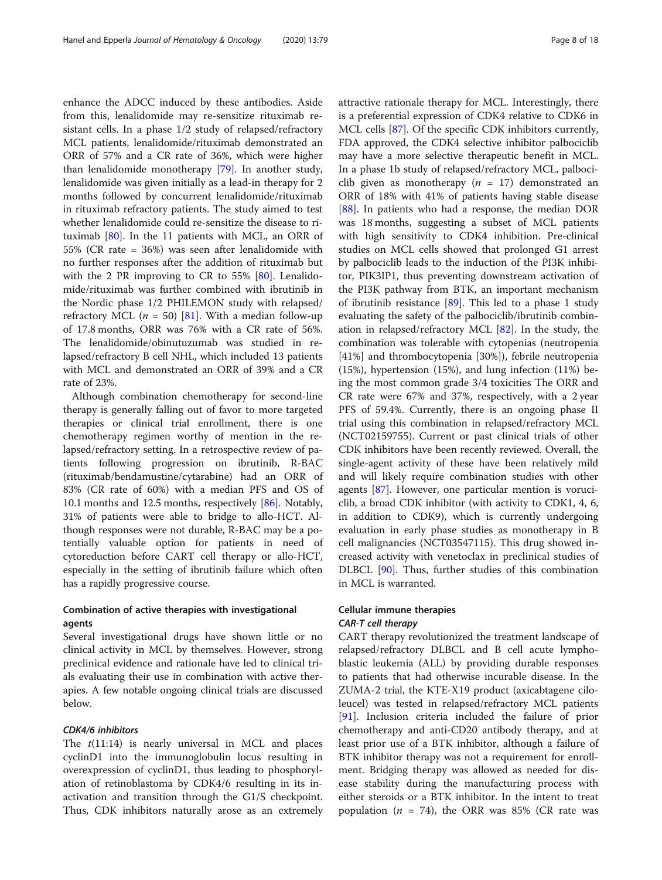enhance the ADCC induced by these antibodies. Aside from this, lenalidomide may re-sensitize rituximab resistant cells. In a phase 1/2 study of relapsed/refractory MCL patients, lenalidomide/rituximab demonstrated an ORR of 57% and a CR rate of 36%, which were higher than lenalidomide monotherapy [79]. In another study, lenalidomide was given initially as a lead-in therapy for 2 months followed by concurrent lenalidomide/rituximab in rituximab refractory patients. The study aimed to test whether lenalidomide could re-sensitize the disease to rituximab [80]. In the 11 patients with MCL, an ORR of 55% (CR rate = 36%) was seen after lenalidomide with no further responses after the addition of rituximab but with the 2 PR improving to CR to 55% [80]. Lenalidomide/rituximab was further combined with ibrutinib in the Nordic phase 1/2 PHILEMON study with relapsed/refractory MCL ($n$ = 50) [81]. With a median follow-up of 17.8 months, ORR was 76% with a CR rate of 56%. The lenalidomide/obinutuzumab was studied in relapsed/refractory B cell NHL, which included 13 patients with MCL and demonstrated an ORR of 39% and a CR rate of 23%.

Although combination chemotherapy for second-line therapy is generally falling out of favor to more targeted therapies or clinical trial enrollment, there is one chemotherapy regimen worthy of mention in the relapsed/refractory setting. In a retrospective review of patients following progression on ibrutinib, R-BAC (rituximab/bendamustine/cytarabine) had an ORR of 83% (CR rate of 60%) with a median PFS and OS of 10.1 months and 12.5 months, respectively [86]. Notably, 31% of patients were able to bridge to allo-HCT. Although responses were not durable, R-BAC may be a potentially valuable option for patients in need of cytoreduction before CART cell therapy or allo-HCT, especially in the setting of ibrutinib failure which often has a rapidly progressive course.

### Combination of active therapies with investigational agents

Several investigational drugs have shown little or no clinical activity in MCL by themselves. However, strong preclinical evidence and rationale have led to clinical trials evaluating their use in combination with active therapies. A few notable ongoing clinical trials are discussed below.

#### *CDK4/6 inhibitors*

The $t$(11:14) is nearly universal in MCL and places cyclinD1 into the immunoglobulin locus resulting in overexpression of cyclinD1, thus leading to phosphorylation of retinoblastoma by CDK4/6 resulting in its inactivation and transition through the G1/S checkpoint. Thus, CDK inhibitors naturally arose as an extremely attractive rationale therapy for MCL. Interestingly, there is a preferential expression of CDK4 relative to CDK6 in MCL cells [87]. Of the specific CDK inhibitors currently, FDA approved, the CDK4 selective inhibitor palbociclib may have a more selective therapeutic benefit in MCL. In a phase 1b study of relapsed/refractory MCL, palbociclib given as monotherapy ($n$ = 17) demonstrated an ORR of 18% with 41% of patients having stable disease [88]. In patients who had a response, the median DOR was 18 months, suggesting a subset of MCL patients with high sensitivity to CDK4 inhibition. Pre-clinical studies on MCL cells showed that prolonged G1 arrest by palbociclib leads to the induction of the PI3K inhibitor, PIK3IP1, thus preventing downstream activation of the PI3K pathway from BTK, an important mechanism of ibrutinib resistance [89]. This led to a phase 1 study evaluating the safety of the palbociclib/ibrutinib combination in relapsed/refractory MCL [82]. In the study, the combination was tolerable with cytopenias (neutropenia [41%] and thrombocytopenia [30%]), febrile neutropenia (15%), hypertension (15%), and lung infection (11%) being the most common grade 3/4 toxicities The ORR and CR rate were 67% and 37%, respectively, with a 2 year PFS of 59.4%. Currently, there is an ongoing phase II trial using this combination in relapsed/refractory MCL (NCT02159755). Current or past clinical trials of other CDK inhibitors have been recently reviewed. Overall, the single-agent activity of these have been relatively mild and will likely require combination studies with other agents [87]. However, one particular mention is voruciclib, a broad CDK inhibitor (with activity to CDK1, 4, 6, in addition to CDK9), which is currently undergoing evaluation in early phase studies as monotherapy in B cell malignancies (NCT03547115). This drug showed increased activity with venetoclax in preclinical studies of DLBCL [90]. Thus, further studies of this combination in MCL is warranted.

### Cellular immune therapies

#### *CAR-T cell therapy*

CART therapy revolutionized the treatment landscape of relapsed/refractory DLBCL and B cell acute lymphoblastic leukemia (ALL) by providing durable responses to patients that had otherwise incurable disease. In the ZUMA-2 trial, the KTE-X19 product (axicabtagene ciloleucel) was tested in relapsed/refractory MCL patients [91]. Inclusion criteria included the failure of prior chemotherapy and anti-CD20 antibody therapy, and at least prior use of a BTK inhibitor, although a failure of BTK inhibitor therapy was not a requirement for enrollment. Bridging therapy was allowed as needed for disease stability during the manufacturing process with either steroids or a BTK inhibitor. In the intent to treat population ($n$ = 74), the ORR was 85% (CR rate was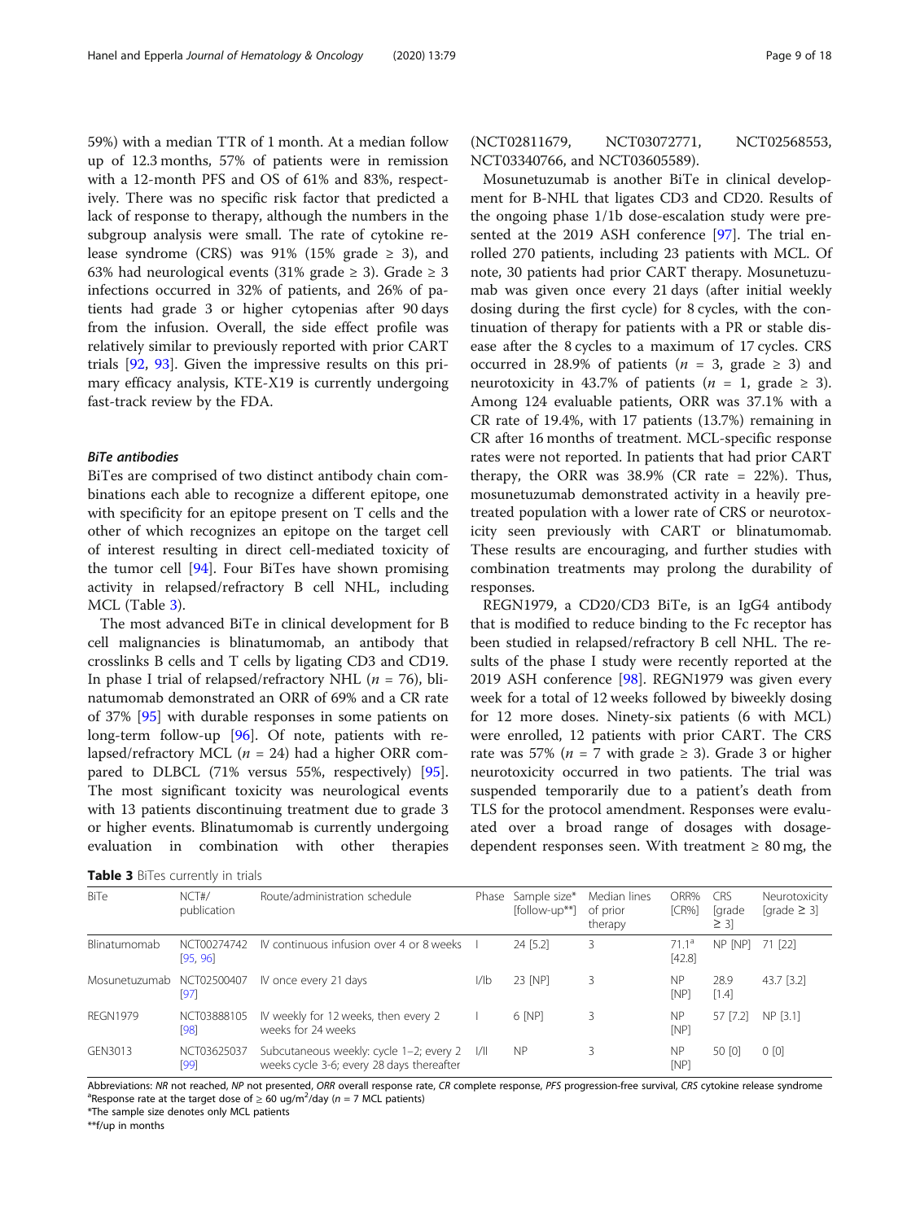59%) with a median TTR of 1 month. At a median follow up of 12.3 months, 57% of patients were in remission with a 12-month PFS and OS of 61% and 83%, respectively. There was no specific risk factor that predicted a lack of response to therapy, although the numbers in the subgroup analysis were small. The rate of cytokine release syndrome (CRS) was 91% (15% grade ≥ 3), and 63% had neurological events (31% grade ≥ 3). Grade ≥ 3 infections occurred in 32% of patients, and 26% of patients had grade 3 or higher cytopenias after 90 days from the infusion. Overall, the side effect profile was relatively similar to previously reported with prior CART trials [92, 93]. Given the impressive results on this primary efficacy analysis, KTE-X19 is currently undergoing fast-track review by the FDA.

### *BiTe antibodies*

BiTes are comprised of two distinct antibody chain combinations each able to recognize a different epitope, one with specificity for an epitope present on T cells and the other of which recognizes an epitope on the target cell of interest resulting in direct cell-mediated toxicity of the tumor cell [94]. Four BiTes have shown promising activity in relapsed/refractory B cell NHL, including MCL (Table 3).

The most advanced BiTe in clinical development for B cell malignancies is blinatumomab, an antibody that crosslinks B cells and T cells by ligating CD3 and CD19. In phase I trial of relapsed/refractory NHL ($n$ = 76), blinatumomab demonstrated an ORR of 69% and a CR rate of 37% [95] with durable responses in some patients on long-term follow-up [96]. Of note, patients with relapsed/refractory MCL ($n$ = 24) had a higher ORR compared to DLBCL (71% versus 55%, respectively) [95]. The most significant toxicity was neurological events with 13 patients discontinuing treatment due to grade 3 or higher events. Blinatumomab is currently undergoing evaluation in combination with other therapies (NCT02811679, NCT03072771, NCT02568553, NCT03340766, and NCT03605589).

Mosunetuzumab is another BiTe in clinical development for B-NHL that ligates CD3 and CD20. Results of the ongoing phase 1/1b dose-escalation study were presented at the 2019 ASH conference [97]. The trial enrolled 270 patients, including 23 patients with MCL. Of note, 30 patients had prior CART therapy. Mosunetuzumab was given once every 21 days (after initial weekly dosing during the first cycle) for 8 cycles, with the continuation of therapy for patients with a PR or stable disease after the 8 cycles to a maximum of 17 cycles. CRS occurred in 28.9% of patients ($n$ = 3, grade ≥ 3) and neurotoxicity in 43.7% of patients ($n$ = 1, grade ≥ 3). Among 124 evaluable patients, ORR was 37.1% with a CR rate of 19.4%, with 17 patients (13.7%) remaining in CR after 16 months of treatment. MCL-specific response rates were not reported. In patients that had prior CART therapy, the ORR was 38.9% (CR rate = 22%). Thus, mosunetuzumab demonstrated activity in a heavily pretreated population with a lower rate of CRS or neurotoxicity seen previously with CART or blinatumomab. These results are encouraging, and further studies with combination treatments may prolong the durability of responses.

REGN1979, a CD20/CD3 BiTe, is an IgG4 antibody that is modified to reduce binding to the Fc receptor has been studied in relapsed/refractory B cell NHL. The results of the phase I study were recently reported at the 2019 ASH conference [98]. REGN1979 was given every week for a total of 12 weeks followed by biweekly dosing for 12 more doses. Ninety-six patients (6 with MCL) were enrolled, 12 patients with prior CART. The CRS rate was 57% ($n$ = 7 with grade ≥ 3). Grade 3 or higher neurotoxicity occurred in two patients. The trial was suspended temporarily due to a patient's death from TLS for the protocol amendment. Responses were evaluated over a broad range of dosages with dosage-dependent responses seen. With treatment ≥ 80 mg, the

**Table 3** BiTes currently in trials

| BiTe | NCT#/ publication | Route/administration schedule | Phase | Sample size* [follow-up**] | Median lines of prior therapy | ORR% [CR%] | CRS [grade ≥ 3] | Neurotoxicity [grade ≥ 3] |
|---|---|---|---|---|---|---|---|---|
| Blinatumomab | NCT00274742 [95, 96] | IV continuous infusion over 4 or 8 weeks | I | 24 [5.2] | 3 | 71.1[a] [42.8] | NP [NP] | 71 [22] |
| Mosunetuzumab | NCT02500407 [97] | IV once every 21 days | I/Ib | 23 [NP] | 3 | NP [NP] | 28.9 [1.4] | 43.7 [3.2] |
| REGN1979 | NCT03888105 [98] | IV weekly for 12 weeks, then every 2 weeks for 24 weeks | I | 6 [NP] | 3 | NP [NP] | 57 [7.2] | NP [3.1] |
| GEN3013 | NCT03625037 [99] | Subcutaneous weekly: cycle 1–2; every 2 weeks cycle 3-6; every 28 days thereafter | I/II | NP | 3 | NP [NP] | 50 [0] | 0 [0] |

Abbreviations: *NR* not reached, *NP* not presented, *ORR* overall response rate, *CR* complete response, *PFS* progression-free survival, *CRS* cytokine release syndrome
[a]Response rate at the target dose of ≥ 60 ug/m$^2$/day ($n$ = 7 MCL patients)
*The sample size denotes only MCL patients
**f/up in months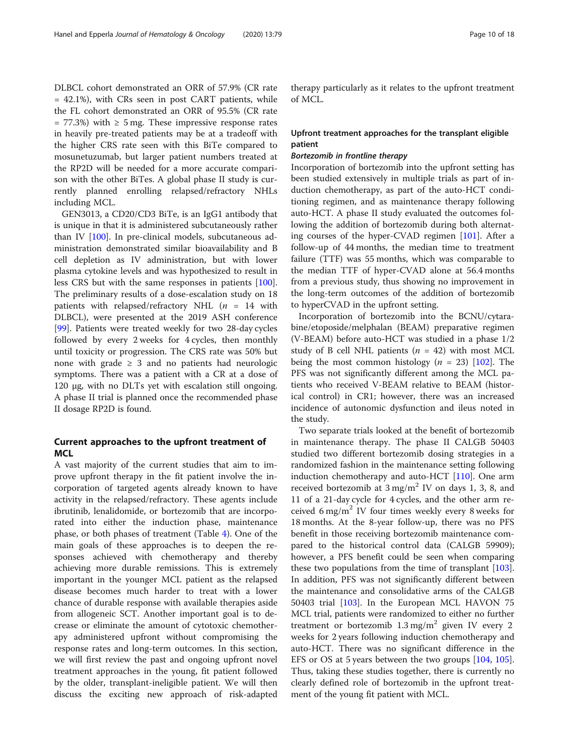DLBCL cohort demonstrated an ORR of 57.9% (CR rate = 42.1%), with CRs seen in post CART patients, while the FL cohort demonstrated an ORR of 95.5% (CR rate = 77.3%) with ≥ 5 mg. These impressive response rates in heavily pre-treated patients may be at a tradeoff with the higher CRS rate seen with this BiTe compared to mosunetuzumab, but larger patient numbers treated at the RP2D will be needed for a more accurate comparison with the other BiTes. A global phase II study is currently planned enrolling relapsed/refractory NHLs including MCL.

GEN3013, a CD20/CD3 BiTe, is an IgG1 antibody that is unique in that it is administered subcutaneously rather than IV [100]. In pre-clinical models, subcutaneous administration demonstrated similar bioavailability and B cell depletion as IV administration, but with lower plasma cytokine levels and was hypothesized to result in less CRS but with the same responses in patients [100]. The preliminary results of a dose-escalation study on 18 patients with relapsed/refractory NHL ($n$ = 14 with DLBCL), were presented at the 2019 ASH conference [99]. Patients were treated weekly for two 28-day cycles followed by every 2 weeks for 4 cycles, then monthly until toxicity or progression. The CRS rate was 50% but none with grade ≥ 3 and no patients had neurologic symptoms. There was a patient with a CR at a dose of 120 μg, with no DLTs yet with escalation still ongoing. A phase II trial is planned once the recommended phase II dosage RP2D is found.

## Current approaches to the upfront treatment of MCL

A vast majority of the current studies that aim to improve upfront therapy in the fit patient involve the incorporation of targeted agents already known to have activity in the relapsed/refractory. These agents include ibrutinib, lenalidomide, or bortezomib that are incorporated into either the induction phase, maintenance phase, or both phases of treatment (Table 4). One of the main goals of these approaches is to deepen the responses achieved with chemotherapy and thereby achieving more durable remissions. This is extremely important in the younger MCL patient as the relapsed disease becomes much harder to treat with a lower chance of durable response with available therapies aside from allogeneic SCT. Another important goal is to decrease or eliminate the amount of cytotoxic chemotherapy administered upfront without compromising the response rates and long-term outcomes. In this section, we will first review the past and ongoing upfront novel treatment approaches in the young, fit patient followed by the older, transplant-ineligible patient. We will then discuss the exciting new approach of risk-adapted therapy particularly as it relates to the upfront treatment of MCL.

### Upfront treatment approaches for the transplant eligible patient

#### *Bortezomib in frontline therapy*

Incorporation of bortezomib into the upfront setting has been studied extensively in multiple trials as part of induction chemotherapy, as part of the auto-HCT conditioning regimen, and as maintenance therapy following auto-HCT. A phase II study evaluated the outcomes following the addition of bortezomib during both alternating courses of the hyper-CVAD regimen [101]. After a follow-up of 44 months, the median time to treatment failure (TTF) was 55 months, which was comparable to the median TTF of hyper-CVAD alone at 56.4 months from a previous study, thus showing no improvement in the long-term outcomes of the addition of bortezomib to hyperCVAD in the upfront setting.

Incorporation of bortezomib into the BCNU/cytarabine/etoposide/melphalan (BEAM) preparative regimen (V-BEAM) before auto-HCT was studied in a phase 1/2 study of B cell NHL patients ($n$ = 42) with most MCL being the most common histology ($n$ = 23) [102]. The PFS was not significantly different among the MCL patients who received V-BEAM relative to BEAM (historical control) in CR1; however, there was an increased incidence of autonomic dysfunction and ileus noted in the study.

Two separate trials looked at the benefit of bortezomib in maintenance therapy. The phase II CALGB 50403 studied two different bortezomib dosing strategies in a randomized fashion in the maintenance setting following induction chemotherapy and auto-HCT [110]. One arm received bortezomib at 3 mg/m$^2$ IV on days 1, 3, 8, and 11 of a 21-day cycle for 4 cycles, and the other arm received 6 mg/m$^2$ IV four times weekly every 8 weeks for 18 months. At the 8-year follow-up, there was no PFS benefit in those receiving bortezomib maintenance compared to the historical control data (CALGB 59909); however, a PFS benefit could be seen when comparing these two populations from the time of transplant [103]. In addition, PFS was not significantly different between the maintenance and consolidative arms of the CALGB 50403 trial [103]. In the European MCL HAVON 75 MCL trial, patients were randomized to either no further treatment or bortezomib 1.3 mg/m$^2$ given IV every 2 weeks for 2 years following induction chemotherapy and auto-HCT. There was no significant difference in the EFS or OS at 5 years between the two groups [104, 105]. Thus, taking these studies together, there is currently no clearly defined role of bortezomib in the upfront treatment of the young fit patient with MCL.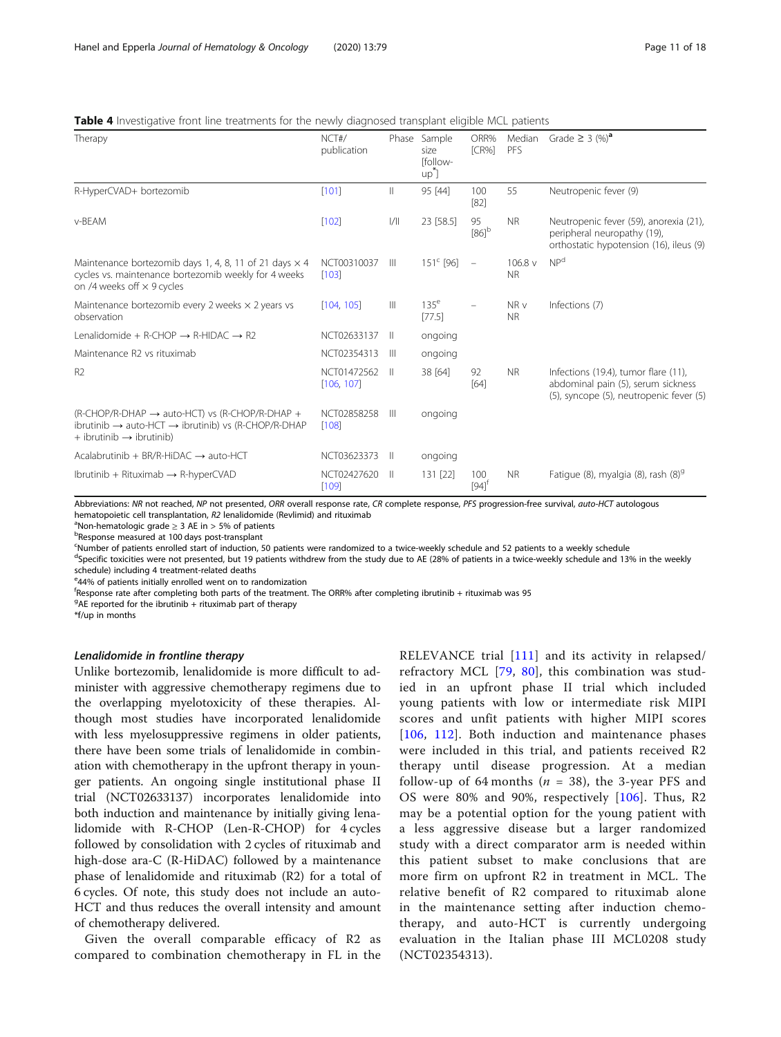**Table 4** Investigative front line treatments for the newly diagnosed transplant eligible MCL patients

| Therapy | NCT#/ publication | Phase | Sample size [follow-up*] | ORR% [CR%] | Median PFS | Grade ≥ 3 (%)[a] |
|---|---|---|---|---|---|---|
| R-HyperCVAD+ bortezomib | [101] | II | 95 [44] | 100 [82] | 55 | Neutropenic fever (9) |
| v-BEAM | [102] | I/II | 23 [58.5] | 95 [86][b] | NR | Neutropenic fever (59), anorexia (21), peripheral neuropathy (19), orthostatic hypotension (16), ileus (9) |
| Maintenance bortezomib days 1, 4, 8, 11 of 21 days × 4 cycles vs. maintenance bortezomib weekly for 4 weeks on /4 weeks off × 9 cycles | NCT00310037 [103] | III | 151[c] [96] | – | 106.8 v NR | NP[d] |
| Maintenance bortezomib every 2 weeks × 2 years vs observation | [104, 105] | III | 135[e] [77.5] | – | NR v NR | Infections (7) |
| Lenalidomide + R-CHOP → R-HIDAC → R2 | NCT02633137 | II | ongoing | | | |
| Maintenance R2 vs rituximab | NCT02354313 | III | ongoing | | | |
| R2 | NCT01472562 [106, 107] | II | 38 [64] | 92 [64] | NR | Infections (19.4), tumor flare (11), abdominal pain (5), serum sickness (5), syncope (5), neutropenic fever (5) |
| (R-CHOP/R-DHAP → auto-HCT) vs (R-CHOP/R-DHAP + ibrutinib → auto-HCT → ibrutinib) vs (R-CHOP/R-DHAP + ibrutinib → ibrutinib) | NCT02858258 [108] | III | ongoing | | | |
| Acalabrutinib + BR/R-HiDAC → auto-HCT | NCT03623373 | II | ongoing | | | |
| Ibrutinib + Rituximab → R-hyperCVAD | NCT02427620 [109] | II | 131 [22] | 100 [94][f] | NR | Fatigue (8), myalgia (8), rash (8)[g] |

Abbreviations: *NR* not reached, *NP* not presented, *ORR* overall response rate, *CR* complete response, *PFS* progression-free survival, *auto-HCT* autologous hematopoietic cell transplantation, *R2* lenalidomide (Revlimid) and rituximab

[a]Non-hematologic grade ≥ 3 AE in > 5% of patients

[b]Response measured at 100 days post-transplant

[c]Number of patients enrolled start of induction, 50 patients were randomized to a twice-weekly schedule and 52 patients to a weekly schedule

[d]Specific toxicities were not presented, but 19 patients withdrew from the study due to AE (28% of patients in a twice-weekly schedule and 13% in the weekly schedule) including 4 treatment-related deaths

[e]44% of patients initially enrolled went on to randomization

[f]Response rate after completing both parts of the treatment. The ORR% after completing ibrutinib + rituximab was 95

[g]AE reported for the ibrutinib + rituximab part of therapy

*f/up in months

#### *Lenalidomide in frontline therapy*

Unlike bortezomib, lenalidomide is more difficult to administer with aggressive chemotherapy regimens due to the overlapping myelotoxicity of these therapies. Although most studies have incorporated lenalidomide with less myelosuppressive regimens in older patients, there have been some trials of lenalidomide in combination with chemotherapy in the upfront therapy in younger patients. An ongoing single institutional phase II trial (NCT02633137) incorporates lenalidomide into both induction and maintenance by initially giving lenalidomide with R-CHOP (Len-R-CHOP) for 4 cycles followed by consolidation with 2 cycles of rituximab and high-dose ara-C (R-HiDAC) followed by a maintenance phase of lenalidomide and rituximab (R2) for a total of 6 cycles. Of note, this study does not include an auto-HCT and thus reduces the overall intensity and amount of chemotherapy delivered.

Given the overall comparable efficacy of R2 as compared to combination chemotherapy in FL in the RELEVANCE trial [111] and its activity in relapsed/refractory MCL [79, 80], this combination was studied in an upfront phase II trial which included young patients with low or intermediate risk MIPI scores and unfit patients with higher MIPI scores [106, 112]. Both induction and maintenance phases were included in this trial, and patients received R2 therapy until disease progression. At a median follow-up of 64 months ($n$ = 38), the 3-year PFS and OS were 80% and 90%, respectively [106]. Thus, R2 may be a potential option for the young patient with a less aggressive disease but a larger randomized study with a direct comparator arm is needed within this patient subset to make conclusions that are more firm on upfront R2 in treatment in MCL. The relative benefit of R2 compared to rituximab alone in the maintenance setting after induction chemotherapy, and auto-HCT is currently undergoing evaluation in the Italian phase III MCL0208 study (NCT02354313).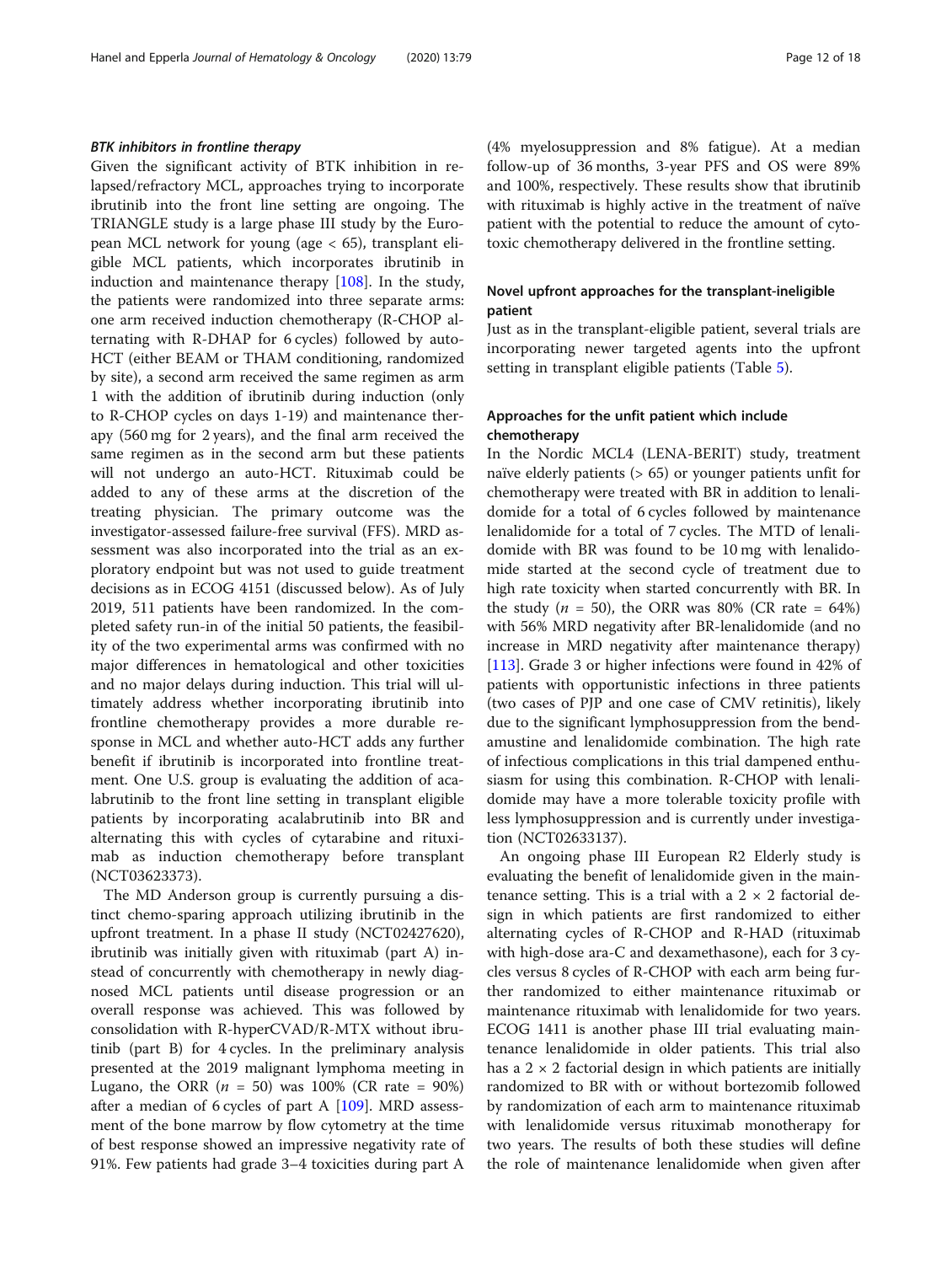#### *BTK inhibitors in frontline therapy*

Given the significant activity of BTK inhibition in relapsed/refractory MCL, approaches trying to incorporate ibrutinib into the front line setting are ongoing. The TRIANGLE study is a large phase III study by the European MCL network for young (age < 65), transplant eligible MCL patients, which incorporates ibrutinib in induction and maintenance therapy [108]. In the study, the patients were randomized into three separate arms: one arm received induction chemotherapy (R-CHOP alternating with R-DHAP for 6 cycles) followed by auto-HCT (either BEAM or THAM conditioning, randomized by site), a second arm received the same regimen as arm 1 with the addition of ibrutinib during induction (only to R-CHOP cycles on days 1-19) and maintenance therapy (560 mg for 2 years), and the final arm received the same regimen as in the second arm but these patients will not undergo an auto-HCT. Rituximab could be added to any of these arms at the discretion of the treating physician. The primary outcome was the investigator-assessed failure-free survival (FFS). MRD assessment was also incorporated into the trial as an exploratory endpoint but was not used to guide treatment decisions as in ECOG 4151 (discussed below). As of July 2019, 511 patients have been randomized. In the completed safety run-in of the initial 50 patients, the feasibility of the two experimental arms was confirmed with no major differences in hematological and other toxicities and no major delays during induction. This trial will ultimately address whether incorporating ibrutinib into frontline chemotherapy provides a more durable response in MCL and whether auto-HCT adds any further benefit if ibrutinib is incorporated into frontline treatment. One U.S. group is evaluating the addition of acalabrutinib to the front line setting in transplant eligible patients by incorporating acalabrutinib into BR and alternating this with cycles of cytarabine and rituximab as induction chemotherapy before transplant (NCT03623373).

The MD Anderson group is currently pursuing a distinct chemo-sparing approach utilizing ibrutinib in the upfront treatment. In a phase II study (NCT02427620), ibrutinib was initially given with rituximab (part A) instead of concurrently with chemotherapy in newly diagnosed MCL patients until disease progression or an overall response was achieved. This was followed by consolidation with R-hyperCVAD/R-MTX without ibrutinib (part B) for 4 cycles. In the preliminary analysis presented at the 2019 malignant lymphoma meeting in Lugano, the ORR ($n$ = 50) was 100% (CR rate = 90%) after a median of 6 cycles of part A [109]. MRD assessment of the bone marrow by flow cytometry at the time of best response showed an impressive negativity rate of 91%. Few patients had grade 3–4 toxicities during part A (4% myelosuppression and 8% fatigue). At a median follow-up of 36 months, 3-year PFS and OS were 89% and 100%, respectively. These results show that ibrutinib with rituximab is highly active in the treatment of naïve patient with the potential to reduce the amount of cytotoxic chemotherapy delivered in the frontline setting.

### Novel upfront approaches for the transplant-ineligible patient

Just as in the transplant-eligible patient, several trials are incorporating newer targeted agents into the upfront setting in transplant eligible patients (Table 5).

### Approaches for the unfit patient which include chemotherapy

In the Nordic MCL4 (LENA-BERIT) study, treatment naïve elderly patients (> 65) or younger patients unfit for chemotherapy were treated with BR in addition to lenalidomide for a total of 6 cycles followed by maintenance lenalidomide for a total of 7 cycles. The MTD of lenalidomide with BR was found to be 10 mg with lenalidomide started at the second cycle of treatment due to high rate toxicity when started concurrently with BR. In the study ($n$ = 50), the ORR was 80% (CR rate = 64%) with 56% MRD negativity after BR-lenalidomide (and no increase in MRD negativity after maintenance therapy) [113]. Grade 3 or higher infections were found in 42% of patients with opportunistic infections in three patients (two cases of PJP and one case of CMV retinitis), likely due to the significant lymphosuppression from the bendamustine and lenalidomide combination. The high rate of infectious complications in this trial dampened enthusiasm for using this combination. R-CHOP with lenalidomide may have a more tolerable toxicity profile with less lymphosuppression and is currently under investigation (NCT02633137).

An ongoing phase III European R2 Elderly study is evaluating the benefit of lenalidomide given in the maintenance setting. This is a trial with a 2 × 2 factorial design in which patients are first randomized to either alternating cycles of R-CHOP and R-HAD (rituximab with high-dose ara-C and dexamethasone), each for 3 cycles versus 8 cycles of R-CHOP with each arm being further randomized to either maintenance rituximab or maintenance rituximab with lenalidomide for two years. ECOG 1411 is another phase III trial evaluating maintenance lenalidomide in older patients. This trial also has a 2 × 2 factorial design in which patients are initially randomized to BR with or without bortezomib followed by randomization of each arm to maintenance rituximab with lenalidomide versus rituximab monotherapy for two years. The results of both these studies will define the role of maintenance lenalidomide when given after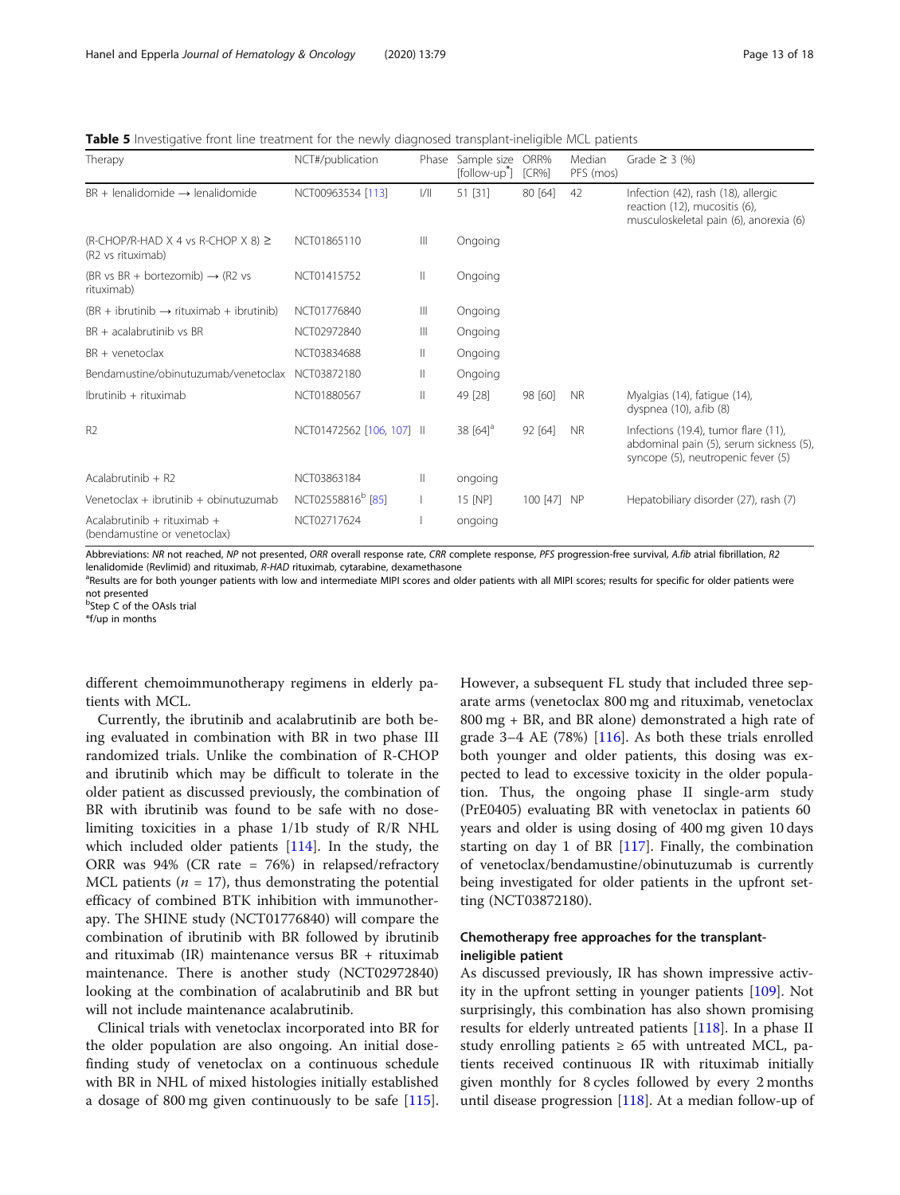**Table 5** Investigative front line treatment for the newly diagnosed transplant-ineligible MCL patients

| Therapy | NCT#/publication | Phase | Sample size [follow-up*] | ORR% [CR%] | Median PFS (mos) | Grade ≥ 3 (%) |
|---|---|---|---|---|---|---|
| BR + lenalidomide → lenalidomide | NCT00963534 [113] | I/II | 51 [31] | 80 [64] | 42 | Infection (42), rash (18), allergic reaction (12), mucositis (6), musculoskeletal pain (6), anorexia (6) |
| (R-CHOP/R-HAD X 4 vs R-CHOP X 8) ≥ (R2 vs rituximab) | NCT01865110 | III | Ongoing | | | |
| (BR vs BR + bortezomib) → (R2 vs rituximab) | NCT01415752 | II | Ongoing | | | |
| (BR + ibrutinib → rituximab + ibrutinib) | NCT01776840 | III | Ongoing | | | |
| BR + acalabrutinib vs BR | NCT02972840 | III | Ongoing | | | |
| BR + venetoclax | NCT03834688 | II | Ongoing | | | |
| Bendamustine/obinutuzumab/venetoclax | NCT03872180 | II | Ongoing | | | |
| Ibrutinib + rituximab | NCT01880567 | II | 49 [28] | 98 [60] | NR | Myalgias (14), fatigue (14), dyspnea (10), a.fib (8) |
| R2 | NCT01472562 [106, 107] | II | 38 [64][a] | 92 [64] | NR | Infections (19.4), tumor flare (11), abdominal pain (5), serum sickness (5), syncope (5), neutropenic fever (5) |
| Acalabrutinib + R2 | NCT03863184 | II | ongoing | | | |
| Venetoclax + ibrutinib + obinutuzumab | NCT02558816[b] [85] | I | 15 [NP] | 100 [47] | NP | Hepatobiliary disorder (27), rash (7) |
| Acalabrutinib + rituximab + (bendamustine or venetoclax) | NCT02717624 | I | ongoing | | | |

Abbreviations: *NR* not reached, *NP* not presented, *ORR* overall response rate, *CRR* complete response, *PFS* progression-free survival, *A.fib* atrial fibrillation, *R2* lenalidomide (Revlimid) and rituximab, *R-HAD* rituximab, cytarabine, dexamethasone

[a]Results are for both younger patients with low and intermediate MIPI scores and older patients with all MIPI scores; results for specific for older patients were not presented

[b]Step C of the OAsIs trial

*f/up in months

different chemoimmunotherapy regimens in elderly patients with MCL.

Currently, the ibrutinib and acalabrutinib are both being evaluated in combination with BR in two phase III randomized trials. Unlike the combination of R-CHOP and ibrutinib which may be difficult to tolerate in the older patient as discussed previously, the combination of BR with ibrutinib was found to be safe with no dose-limiting toxicities in a phase 1/1b study of R/R NHL which included older patients [114]. In the study, the ORR was 94% (CR rate = 76%) in relapsed/refractory MCL patients ($n$ = 17), thus demonstrating the potential efficacy of combined BTK inhibition with immunotherapy. The SHINE study (NCT01776840) will compare the combination of ibrutinib with BR followed by ibrutinib and rituximab (IR) maintenance versus BR + rituximab maintenance. There is another study (NCT02972840) looking at the combination of acalabrutinib and BR but will not include maintenance acalabrutinib.

Clinical trials with venetoclax incorporated into BR for the older population are also ongoing. An initial dose-finding study of venetoclax on a continuous schedule with BR in NHL of mixed histologies initially established a dosage of 800 mg given continuously to be safe [115]. However, a subsequent FL study that included three separate arms (venetoclax 800 mg and rituximab, venetoclax 800 mg + BR, and BR alone) demonstrated a high rate of grade 3–4 AE (78%) [116]. As both these trials enrolled both younger and older patients, this dosing was expected to lead to excessive toxicity in the older population. Thus, the ongoing phase II single-arm study (PrE0405) evaluating BR with venetoclax in patients 60 years and older is using dosing of 400 mg given 10 days starting on day 1 of BR [117]. Finally, the combination of venetoclax/bendamustine/obinutuzumab is currently being investigated for older patients in the upfront setting (NCT03872180).

### Chemotherapy free approaches for the transplant-ineligible patient

As discussed previously, IR has shown impressive activity in the upfront setting in younger patients [109]. Not surprisingly, this combination has also shown promising results for elderly untreated patients [118]. In a phase II study enrolling patients ≥ 65 with untreated MCL, patients received continuous IR with rituximab initially given monthly for 8 cycles followed by every 2 months until disease progression [118]. At a median follow-up of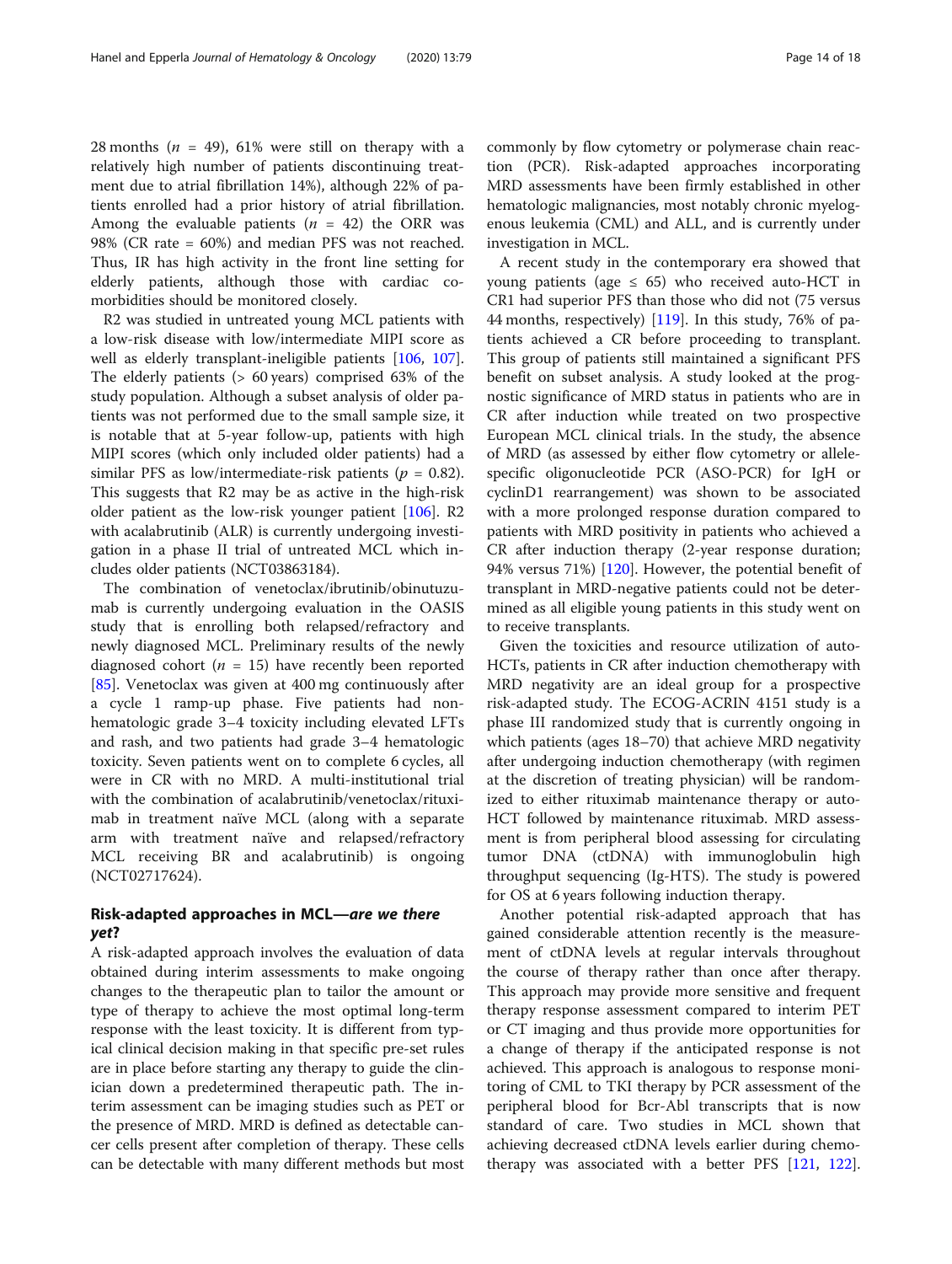28 months ($n$ = 49), 61% were still on therapy with a relatively high number of patients discontinuing treatment due to atrial fibrillation 14%), although 22% of patients enrolled had a prior history of atrial fibrillation. Among the evaluable patients ($n$ = 42) the ORR was 98% (CR rate = 60%) and median PFS was not reached. Thus, IR has high activity in the front line setting for elderly patients, although those with cardiac comorbidities should be monitored closely.

R2 was studied in untreated young MCL patients with a low-risk disease with low/intermediate MIPI score as well as elderly transplant-ineligible patients [106, 107]. The elderly patients (> 60 years) comprised 63% of the study population. Although a subset analysis of older patients was not performed due to the small sample size, it is notable that at 5-year follow-up, patients with high MIPI scores (which only included older patients) had a similar PFS as low/intermediate-risk patients ($p$ = 0.82). This suggests that R2 may be as active in the high-risk older patient as the low-risk younger patient [106]. R2 with acalabrutinib (ALR) is currently undergoing investigation in a phase II trial of untreated MCL which includes older patients (NCT03863184).

The combination of venetoclax/ibrutinib/obinutuzumab is currently undergoing evaluation in the OASIS study that is enrolling both relapsed/refractory and newly diagnosed MCL. Preliminary results of the newly diagnosed cohort ($n$ = 15) have recently been reported [85]. Venetoclax was given at 400 mg continuously after a cycle 1 ramp-up phase. Five patients had non-hematologic grade 3–4 toxicity including elevated LFTs and rash, and two patients had grade 3–4 hematologic toxicity. Seven patients went on to complete 6 cycles, all were in CR with no MRD. A multi-institutional trial with the combination of acalabrutinib/venetoclax/rituximab in treatment naïve MCL (along with a separate arm with treatment naïve and relapsed/refractory MCL receiving BR and acalabrutinib) is ongoing (NCT02717624).

## Risk-adapted approaches in MCL—*are we there yet?*

A risk-adapted approach involves the evaluation of data obtained during interim assessments to make ongoing changes to the therapeutic plan to tailor the amount or type of therapy to achieve the most optimal long-term response with the least toxicity. It is different from typical clinical decision making in that specific pre-set rules are in place before starting any therapy to guide the clinician down a predetermined therapeutic path. The interim assessment can be imaging studies such as PET or the presence of MRD. MRD is defined as detectable cancer cells present after completion of therapy. These cells can be detectable with many different methods but most commonly by flow cytometry or polymerase chain reaction (PCR). Risk-adapted approaches incorporating MRD assessments have been firmly established in other hematologic malignancies, most notably chronic myelogenous leukemia (CML) and ALL, and is currently under investigation in MCL.

A recent study in the contemporary era showed that young patients (age ≤ 65) who received auto-HCT in CR1 had superior PFS than those who did not (75 versus 44 months, respectively) [119]. In this study, 76% of patients achieved a CR before proceeding to transplant. This group of patients still maintained a significant PFS benefit on subset analysis. A study looked at the prognostic significance of MRD status in patients who are in CR after induction while treated on two prospective European MCL clinical trials. In the study, the absence of MRD (as assessed by either flow cytometry or allele-specific oligonucleotide PCR (ASO-PCR) for IgH or cyclinD1 rearrangement) was shown to be associated with a more prolonged response duration compared to patients with MRD positivity in patients who achieved a CR after induction therapy (2-year response duration; 94% versus 71%) [120]. However, the potential benefit of transplant in MRD-negative patients could not be determined as all eligible young patients in this study went on to receive transplants.

Given the toxicities and resource utilization of auto-HCTs, patients in CR after induction chemotherapy with MRD negativity are an ideal group for a prospective risk-adapted study. The ECOG-ACRIN 4151 study is a phase III randomized study that is currently ongoing in which patients (ages 18–70) that achieve MRD negativity after undergoing induction chemotherapy (with regimen at the discretion of treating physician) will be randomized to either rituximab maintenance therapy or auto-HCT followed by maintenance rituximab. MRD assessment is from peripheral blood assessing for circulating tumor DNA (ctDNA) with immunoglobulin high throughput sequencing (Ig-HTS). The study is powered for OS at 6 years following induction therapy.

Another potential risk-adapted approach that has gained considerable attention recently is the measurement of ctDNA levels at regular intervals throughout the course of therapy rather than once after therapy. This approach may provide more sensitive and frequent therapy response assessment compared to interim PET or CT imaging and thus provide more opportunities for a change of therapy if the anticipated response is not achieved. This approach is analogous to response monitoring of CML to TKI therapy by PCR assessment of the peripheral blood for Bcr-Abl transcripts that is now standard of care. Two studies in MCL shown that achieving decreased ctDNA levels earlier during chemotherapy was associated with a better PFS [121, 122].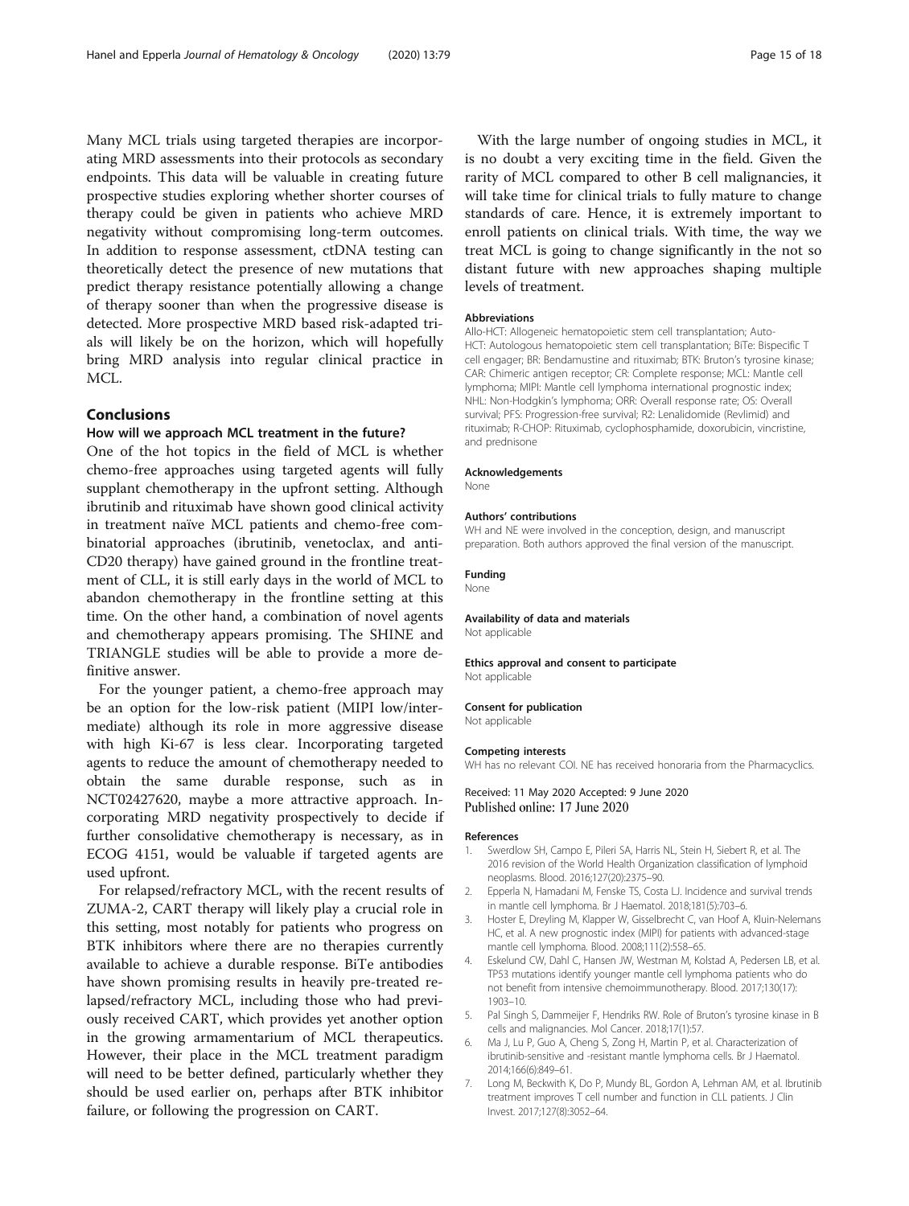Many MCL trials using targeted therapies are incorporating MRD assessments into their protocols as secondary endpoints. This data will be valuable in creating future prospective studies exploring whether shorter courses of therapy could be given in patients who achieve MRD negativity without compromising long-term outcomes. In addition to response assessment, ctDNA testing can theoretically detect the presence of new mutations that predict therapy resistance potentially allowing a change of therapy sooner than when the progressive disease is detected. More prospective MRD based risk-adapted trials will likely be on the horizon, which will hopefully bring MRD analysis into regular clinical practice in MCL.

## Conclusions

### How will we approach MCL treatment in the future?

One of the hot topics in the field of MCL is whether chemo-free approaches using targeted agents will fully supplant chemotherapy in the upfront setting. Although ibrutinib and rituximab have shown good clinical activity in treatment naïve MCL patients and chemo-free combinatorial approaches (ibrutinib, venetoclax, and anti-CD20 therapy) have gained ground in the frontline treatment of CLL, it is still early days in the world of MCL to abandon chemotherapy in the frontline setting at this time. On the other hand, a combination of novel agents and chemotherapy appears promising. The SHINE and TRIANGLE studies will be able to provide a more definitive answer.

For the younger patient, a chemo-free approach may be an option for the low-risk patient (MIPI low/intermediate) although its role in more aggressive disease with high Ki-67 is less clear. Incorporating targeted agents to reduce the amount of chemotherapy needed to obtain the same durable response, such as in NCT02427620, maybe a more attractive approach. Incorporating MRD negativity prospectively to decide if further consolidative chemotherapy is necessary, as in ECOG 4151, would be valuable if targeted agents are used upfront.

For relapsed/refractory MCL, with the recent results of ZUMA-2, CART therapy will likely play a crucial role in this setting, most notably for patients who progress on BTK inhibitors where there are no therapies currently available to achieve a durable response. BiTe antibodies have shown promising results in heavily pre-treated relapsed/refractory MCL, including those who had previously received CART, which provides yet another option in the growing armamentarium of MCL therapeutics. However, their place in the MCL treatment paradigm will need to be better defined, particularly whether they should be used earlier on, perhaps after BTK inhibitor failure, or following the progression on CART.

With the large number of ongoing studies in MCL, it is no doubt a very exciting time in the field. Given the rarity of MCL compared to other B cell malignancies, it will take time for clinical trials to fully mature to change standards of care. Hence, it is extremely important to enroll patients on clinical trials. With time, the way we treat MCL is going to change significantly in the not so distant future with new approaches shaping multiple levels of treatment.

#### Abbreviations

Allo-HCT: Allogeneic hematopoietic stem cell transplantation; Auto-HCT: Autologous hematopoietic stem cell transplantation; BiTe: Bispecific T cell engager; BR: Bendamustine and rituximab; BTK: Bruton's tyrosine kinase; CAR: Chimeric antigen receptor; CR: Complete response; MCL: Mantle cell lymphoma; MIPI: Mantle cell lymphoma international prognostic index; NHL: Non-Hodgkin's lymphoma; ORR: Overall response rate; OS: Overall survival; PFS: Progression-free survival; R2: Lenalidomide (Revlimid) and rituximab; R-CHOP: Rituximab, cyclophosphamide, doxorubicin, vincristine, and prednisone

#### Acknowledgements

None

#### Authors' contributions

WH and NE were involved in the conception, design, and manuscript preparation. Both authors approved the final version of the manuscript.

#### Funding

None

#### Availability of data and materials

Not applicable

#### Ethics approval and consent to participate

Not applicable

#### Consent for publication

Not applicable

#### Competing interests

WH has no relevant COI. NE has received honoraria from the Pharmacyclics.

Received: 11 May 2020 Accepted: 9 June 2020
Published online: 17 June 2020

#### References

1. Swerdlow SH, Campo E, Pileri SA, Harris NL, Stein H, Siebert R, et al. The 2016 revision of the World Health Organization classification of lymphoid neoplasms. Blood. 2016;127(20):2375–90.
2. Epperla N, Hamadani M, Fenske TS, Costa LJ. Incidence and survival trends in mantle cell lymphoma. Br J Haematol. 2018;181(5):703–6.
3. Hoster E, Dreyling M, Klapper W, Gisselbrecht C, van Hoof A, Kluin-Nelemans HC, et al. A new prognostic index (MIPI) for patients with advanced-stage mantle cell lymphoma. Blood. 2008;111(2):558–65.
4. Eskelund CW, Dahl C, Hansen JW, Westman M, Kolstad A, Pedersen LB, et al. TP53 mutations identify younger mantle cell lymphoma patients who do not benefit from intensive chemoimmunotherapy. Blood. 2017;130(17):1903–10.
5. Pal Singh S, Dammeijer F, Hendriks RW. Role of Bruton's tyrosine kinase in B cells and malignancies. Mol Cancer. 2018;17(1):57.
6. Ma J, Lu P, Guo A, Cheng S, Zong H, Martin P, et al. Characterization of ibrutinib-sensitive and -resistant mantle lymphoma cells. Br J Haematol. 2014;166(6):849–61.
7. Long M, Beckwith K, Do P, Mundy BL, Gordon A, Lehman AM, et al. Ibrutinib treatment improves T cell number and function in CLL patients. J Clin Invest. 2017;127(8):3052–64.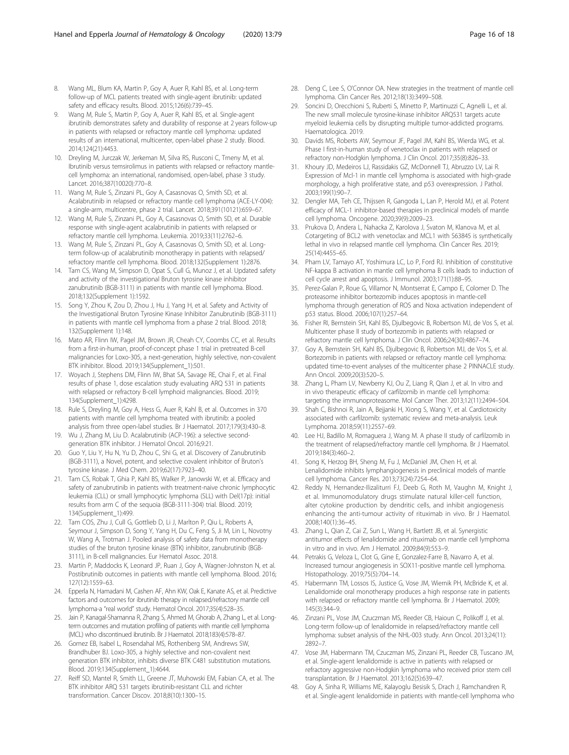8. Wang ML, Blum KA, Martin P, Goy A, Auer R, Kahl BS, et al. Long-term follow-up of MCL patients treated with single-agent ibrutinib: updated safety and efficacy results. Blood. 2015;126(6):739–45.
9. Wang M, Rule S, Martin P, Goy A, Auer R, Kahl BS, et al. Single-agent ibrutinib demonstrates safety and durability of response at 2 years follow-up in patients with relapsed or refractory mantle cell lymphoma: updated results of an international, multicenter, open-label phase 2 study. Blood. 2014;124(21):4453.
10. Dreyling M, Jurczak W, Jerkeman M, Silva RS, Rusconi C, Trneny M, et al. Ibrutinib versus temsirolimus in patients with relapsed or refractory mantle-cell lymphoma: an international, randomised, open-label, phase 3 study. Lancet. 2016;387(10020):770–8.
11. Wang M, Rule S, Zinzani PL, Goy A, Casasnovas O, Smith SD, et al. Acalabrutinib in relapsed or refractory mantle cell lymphoma (ACE-LY-004): a single-arm, multicentre, phase 2 trial. Lancet. 2018;391(10121):659–67.
12. Wang M, Rule S, Zinzani PL, Goy A, Casasnovas O, Smith SD, et al. Durable response with single-agent acalabrutinib in patients with relapsed or refractory mantle cell lymphoma. Leukemia. 2019;33(11):2762–6.
13. Wang M, Rule S, Zinzani PL, Goy A, Casasnovas O, Smith SD, et al. Long-term follow-up of acalabrutinib monotherapy in patients with relapsed/refractory mantle cell lymphoma. Blood. 2018;132(Supplement 1):2876.
14. Tam CS, Wang M, Simpson D, Opat S, Cull G, Munoz J, et al. Updated safety and activity of the investigational Bruton tyrosine kinase inhibitor zanubrutinib (BGB-3111) in patients with mantle cell lymphoma. Blood. 2018;132(Supplement 1):1592.
15. Song Y, Zhou K, Zou D, Zhou J, Hu J, Yang H, et al. Safety and Activity of the Investigational Bruton Tyrosine Kinase Inhibitor Zanubrutinib (BGB-3111) in patients with mantle cell lymphoma from a phase 2 trial. Blood. 2018; 132(Supplement 1):148.
16. Mato AR, Flinn IW, Pagel JM, Brown JR, Cheah CY, Coombs CC, et al. Results from a first-in-human, proof-of-concept phase 1 trial in pretreated B-cell malignancies for Loxo-305, a next-generation, highly selective, non-covalent BTK inhibitor. Blood. 2019;134(Supplement_1):501.
17. Woyach J, Stephens DM, Flinn IW, Bhat SA, Savage RE, Chai F, et al. Final results of phase 1, dose escalation study evaluating ARQ 531 in patients with relapsed or refractory B-cell lymphoid malignancies. Blood. 2019; 134(Supplement_1):4298.
18. Rule S, Dreyling M, Goy A, Hess G, Auer R, Kahl B, et al. Outcomes in 370 patients with mantle cell lymphoma treated with ibrutinib: a pooled analysis from three open-label studies. Br J Haematol. 2017;179(3):430–8.
19. Wu J, Zhang M, Liu D. Acalabrutinib (ACP-196): a selective second-generation BTK inhibitor. J Hematol Oncol. 2016;9:21.
20. Guo Y, Liu Y, Hu N, Yu D, Zhou C, Shi G, et al. Discovery of Zanubrutinib (BGB-3111), a Novel, potent, and selective covalent inhibitor of Bruton's tyrosine kinase. J Med Chem. 2019;62(17):7923–40.
21. Tam CS, Robak T, Ghia P, Kahl BS, Walker P, Janowski W, et al. Efficacy and safety of zanubrutinib in patients with treatment-naive chronic lymphocytic leukemia (CLL) or small lymphocytic lymphoma (SLL) with Del(17p): initial results from arm C of the sequoia (BGB-3111-304) trial. Blood. 2019; 134(Supplement_1):499.
22. Tam COS, Zhu J, Cull G, Gottlieb D, Li J, Marlton P, Qiu L, Roberts A, Seymour J, Simpson D, Song Y, Yang H, Du C, Feng S, Ji M, Lin L, Novotny W, Wang A, Trotman J. Pooled analysis of safety data from monotherapy studies of the bruton tyrosine kinase (BTK) inhibitor, zanubrutinib (BGB-3111), in B-cell malignancies. Eur Hematol Assoc. 2018.
23. Martin P, Maddocks K, Leonard JP, Ruan J, Goy A, Wagner-Johnston N, et al. Postibrutinib outcomes in patients with mantle cell lymphoma. Blood. 2016; 127(12):1559–63.
24. Epperla N, Hamadani M, Cashen AF, Ahn KW, Oak E, Kanate AS, et al. Predictive factors and outcomes for ibrutinib therapy in relapsed/refractory mantle cell lymphoma-a "real world" study. Hematol Oncol. 2017;35(4):528–35.
25. Jain P, Kanagal-Shamanna R, Zhang S, Ahmed M, Ghorab A, Zhang L, et al. Long-term outcomes and mutation profiling of patients with mantle cell lymphoma (MCL) who discontinued ibrutinib. Br J Haematol. 2018;183(4):578–87.
26. Gomez EB, Isabel L, Rosendahal MS, Rothenberg SM, Andrews SW, Brandhuber BJ. Loxo-305, a highly selective and non-covalent next generation BTK inhibitor, inhibits diverse BTK C481 substitution mutations. Blood. 2019;134(Supplement_1):4644.
27. Reiff SD, Mantel R, Smith LL, Greene JT, Muhowski EM, Fabian CA, et al. The BTK inhibitor ARQ 531 targets ibrutinib-resistant CLL and richter transformation. Cancer Discov. 2018;8(10):1300–15.
28. Deng C, Lee S, O'Connor OA. New strategies in the treatment of mantle cell lymphoma. Clin Cancer Res. 2012;18(13):3499–508.
29. Soncini D, Orecchioni S, Ruberti S, Minetto P, Martinuzzi C, Agnelli L, et al. The new small molecule tyrosine-kinase inhibitor ARQ531 targets acute myeloid leukemia cells by disrupting multiple tumor-addicted programs. Haematologica. 2019.
30. Davids MS, Roberts AW, Seymour JF, Pagel JM, Kahl BS, Wierda WG, et al. Phase I first-in-human study of venetoclax in patients with relapsed or refractory non-Hodgkin lymphoma. J Clin Oncol. 2017;35(8):826–33.
31. Khoury JD, Medeiros LJ, Rassidakis GZ, McDonnell TJ, Abruzzo LV, Lai R. Expression of Mcl-1 in mantle cell lymphoma is associated with high-grade morphology, a high proliferative state, and p53 overexpression. J Pathol. 2003;199(1):90–7.
32. Dengler MA, Teh CE, Thijssen R, Gangoda L, Lan P, Herold MJ, et al. Potent efficacy of MCL-1 inhibitor-based therapies in preclinical models of mantle cell lymphoma. Oncogene. 2020;39(9):2009–23.
33. Prukova D, Andera L, Nahacka Z, Karolova J, Svaton M, Klanova M, et al. Cotargeting of BCL2 with venetoclax and MCL1 with S63845 is synthetically lethal in vivo in relapsed mantle cell lymphoma. Clin Cancer Res. 2019; 25(14):4455–65.
34. Pham LV, Tamayo AT, Yoshimura LC, Lo P, Ford RJ. Inhibition of constitutive NF-kappa B activation in mantle cell lymphoma B cells leads to induction of cell cycle arrest and apoptosis. J Immunol. 2003;171(1):88–95.
35. Perez-Galan P, Roue G, Villamor N, Montserrat E, Campo E, Colomer D. The proteasome inhibitor bortezomib induces apoptosis in mantle-cell lymphoma through generation of ROS and Noxa activation independent of p53 status. Blood. 2006;107(1):257–64.
36. Fisher RI, Bernstein SH, Kahl BS, Djulbegovic B, Robertson MJ, de Vos S, et al. Multicenter phase II study of bortezomib in patients with relapsed or refractory mantle cell lymphoma. J Clin Oncol. 2006;24(30):4867–74.
37. Goy A, Bernstein SH, Kahl BS, Djulbegovic B, Robertson MJ, de Vos S, et al. Bortezomib in patients with relapsed or refractory mantle cell lymphoma: updated time-to-event analyses of the multicenter phase 2 PINNACLE study. Ann Oncol. 2009;20(3):520–5.
38. Zhang L, Pham LV, Newberry KJ, Ou Z, Liang R, Qian J, et al. In vitro and in vivo therapeutic efficacy of carfilzomib in mantle cell lymphoma: targeting the immunoproteasome. Mol Cancer Ther. 2013;12(11):2494–504.
39. Shah C, Bishnoi R, Jain A, Bejjanki H, Xiong S, Wang Y, et al. Cardiotoxicity associated with carfilzomib: systematic review and meta-analysis. Leuk Lymphoma. 2018;59(11):2557–69.
40. Lee HJ, Badillo M, Romaguera J, Wang M. A phase II study of carfilzomib in the treatment of relapsed/refractory mantle cell lymphoma. Br J Haematol. 2019;184(3):460–2.
41. Song K, Herzog BH, Sheng M, Fu J, McDaniel JM, Chen H, et al. Lenalidomide inhibits lymphangiogenesis in preclinical models of mantle cell lymphoma. Cancer Res. 2013;73(24):7254–64.
42. Reddy N, Hernandez-Ilizaliturri FJ, Deeb G, Roth M, Vaughn M, Knight J, et al. Immunomodulatory drugs stimulate natural killer-cell function, alter cytokine production by dendritic cells, and inhibit angiogenesis enhancing the anti-tumour activity of rituximab in vivo. Br J Haematol. 2008;140(1):36–45.
43. Zhang L, Qian Z, Cai Z, Sun L, Wang H, Bartlett JB, et al. Synergistic antitumor effects of lenalidomide and rituximab on mantle cell lymphoma in vitro and in vivo. Am J Hematol. 2009;84(9):553–9.
44. Petrakis G, Veloza L, Clot G, Gine E, Gonzalez-Farre B, Navarro A, et al. Increased tumour angiogenesis in SOX11-positive mantle cell lymphoma. Histopathology. 2019;75(5):704–14.
45. Habermann TM, Lossos IS, Justice G, Vose JM, Wiernik PH, McBride K, et al. Lenalidomide oral monotherapy produces a high response rate in patients with relapsed or refractory mantle cell lymphoma. Br J Haematol. 2009; 145(3):344–9.
46. Zinzani PL, Vose JM, Czuczman MS, Reeder CB, Haioun C, Polikoff J, et al. Long-term follow-up of lenalidomide in relapsed/refractory mantle cell lymphoma: subset analysis of the NHL-003 study. Ann Oncol. 2013;24(11): 2892–7.
47. Vose JM, Habermann TM, Czuczman MS, Zinzani PL, Reeder CB, Tuscano JM, et al. Single-agent lenalidomide is active in patients with relapsed or refractory aggressive non-Hodgkin lymphoma who received prior stem cell transplantation. Br J Haematol. 2013;162(5):639–47.
48. Goy A, Sinha R, Williams ME, Kalayoglu Besisik S, Drach J, Ramchandren R, et al. Single-agent lenalidomide in patients with mantle-cell lymphoma who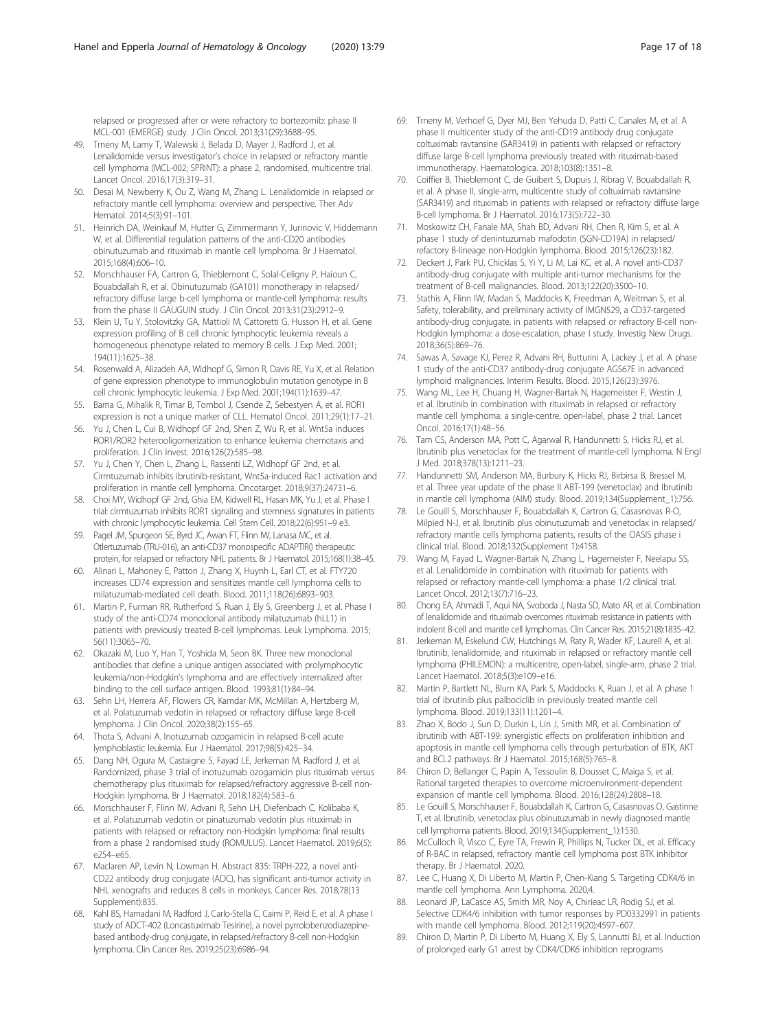relapsed or progressed after or were refractory to bortezomib: phase II MCL-001 (EMERGE) study. J Clin Oncol. 2013;31(29):3688–95.

49. Trneny M, Lamy T, Walewski J, Belada D, Mayer J, Radford J, et al. Lenalidomide versus investigator's choice in relapsed or refractory mantle cell lymphoma (MCL-002; SPRINT): a phase 2, randomised, multicentre trial. Lancet Oncol. 2016;17(3):319–31.
50. Desai M, Newberry K, Ou Z, Wang M, Zhang L. Lenalidomide in relapsed or refractory mantle cell lymphoma: overview and perspective. Ther Adv Hematol. 2014;5(3):91–101.
51. Heinrich DA, Weinkauf M, Hutter G, Zimmermann Y, Jurinovic V, Hiddemann W, et al. Differential regulation patterns of the anti-CD20 antibodies obinutuzumab and rituximab in mantle cell lymphoma. Br J Haematol. 2015;168(4):606–10.
52. Morschhauser FA, Cartron G, Thieblemont C, Solal-Céligny P, Haioun C, Bouabdallah R, et al. Obinutuzumab (GA101) monotherapy in relapsed/refractory diffuse large b-cell lymphoma or mantle-cell lymphoma: results from the phase II GAUGUIN study. J Clin Oncol. 2013;31(23):2912–9.
53. Klein U, Tu Y, Stolovitzky GA, Mattioli M, Cattoretti G, Husson H, et al. Gene expression profiling of B cell chronic lymphocytic leukemia reveals a homogeneous phenotype related to memory B cells. J Exp Med. 2001; 194(11):1625–38.
54. Rosenwald A, Alizadeh AA, Widhopf G, Simon R, Davis RE, Yu X, et al. Relation of gene expression phenotype to immunoglobulin mutation genotype in B cell chronic lymphocytic leukemia. J Exp Med. 2001;194(11):1639–47.
55. Barna G, Mihalik R, Timar B, Tombol J, Csende Z, Sebestyen A, et al. ROR1 expression is not a unique marker of CLL. Hematol Oncol. 2011;29(1):17–21.
56. Yu J, Chen L, Cui B, Widhopf GF 2nd, Shen Z, Wu R, et al. Wnt5a induces ROR1/ROR2 heterooligomerization to enhance leukemia chemotaxis and proliferation. J Clin Invest. 2016;126(2):585–98.
57. Yu J, Chen Y, Chen L, Zhang L, Rassenti LZ, Widhopf GF 2nd, et al. Cirmtuzumab inhibits ibrutinib-resistant, Wnt5a-induced Rac1 activation and proliferation in mantle cell lymphoma. Oncotarget. 2018;9(37):24731–6.
58. Choi MY, Widhopf GF 2nd, Ghia EM, Kidwell RL, Hasan MK, Yu J, et al. Phase I trial: cirmtuzumab inhibits ROR1 signaling and stemness signatures in patients with chronic lymphocytic leukemia. Cell Stem Cell. 2018;22(6):951–9 e3.
59. Pagel JM, Spurgeon SE, Byrd JC, Awan FT, Flinn IW, Lanasa MC, et al. Otlertuzumab (TRU-016), an anti-CD37 monospecific ADAPTIR() therapeutic protein, for relapsed or refractory NHL patients. Br J Haematol. 2015;168(1):38–45.
60. Alinari L, Mahoney E, Patton J, Zhang X, Huynh L, Earl CT, et al. FTY720 increases CD74 expression and sensitizes mantle cell lymphoma cells to milatuzumab-mediated cell death. Blood. 2011;118(26):6893–903.
61. Martin P, Furman RR, Rutherford S, Ruan J, Ely S, Greenberg J, et al. Phase I study of the anti-CD74 monoclonal antibody milatuzumab (hLL1) in patients with previously treated B-cell lymphomas. Leuk Lymphoma. 2015; 56(11):3065–70.
62. Okazaki M, Luo Y, Han T, Yoshida M, Seon BK. Three new monoclonal antibodies that define a unique antigen associated with prolymphocytic leukemia/non-Hodgkin's lymphoma and are effectively internalized after binding to the cell surface antigen. Blood. 1993;81(1):84–94.
63. Sehn LH, Herrera AF, Flowers CR, Kamdar MK, McMillan A, Hertzberg M, et al. Polatuzumab vedotin in relapsed or refractory diffuse large B-cell lymphoma. J Clin Oncol. 2020;38(2):155–65.
64. Thota S, Advani A. Inotuzumab ozogamicin in relapsed B-cell acute lymphoblastic leukemia. Eur J Haematol. 2017;98(5):425–34.
65. Dang NH, Ogura M, Castaigne S, Fayad LE, Jerkeman M, Radford J, et al. Randomized, phase 3 trial of inotuzumab ozogamicin plus rituximab versus chemotherapy plus rituximab for relapsed/refractory aggressive B-cell non-Hodgkin lymphoma. Br J Haematol. 2018;182(4):583–6.
66. Morschhauser F, Flinn IW, Advani R, Sehn LH, Diefenbach C, Kolibaba K, et al. Polatuzumab vedotin or pinatuzumab vedotin plus rituximab in patients with relapsed or refractory non-Hodgkin lymphoma: final results from a phase 2 randomised study (ROMULUS). Lancet Haematol. 2019;6(5): e254–e65.
67. Maclaren AP, Levin N, Lowman H. Abstract 835: TRPH-222, a novel anti-CD22 antibody drug conjugate (ADC), has significant anti-tumor activity in NHL xenografts and reduces B cells in monkeys. Cancer Res. 2018;78(13 Supplement):835.
68. Kahl BS, Hamadani M, Radford J, Carlo-Stella C, Caimi P, Reid E, et al. A phase I study of ADCT-402 (Loncastuximab Tesirine), a novel pyrrolobenzodiazepine-based antibody-drug conjugate, in relapsed/refractory B-cell non-Hodgkin lymphoma. Clin Cancer Res. 2019;25(23):6986–94.
69. Trneny M, Verhoef G, Dyer MJ, Ben Yehuda D, Patti C, Canales M, et al. A phase II multicenter study of the anti-CD19 antibody drug conjugate coltuximab ravtansine (SAR3419) in patients with relapsed or refractory diffuse large B-cell lymphoma previously treated with rituximab-based immunotherapy. Haematologica. 2018;103(8):1351–8.
70. Coiffier B, Thieblemont C, de Guibert S, Dupuis J, Ribrag V, Bouabdallah R, et al. A phase II, single-arm, multicentre study of coltuximab ravtansine (SAR3419) and rituximab in patients with relapsed or refractory diffuse large B-cell lymphoma. Br J Haematol. 2016;173(5):722–30.
71. Moskowitz CH, Fanale MA, Shah BD, Advani RH, Chen R, Kim S, et al. A phase 1 study of denintuzumab mafodotin (SGN-CD19A) in relapsed/refactory B-lineage non-Hodgkin lymphoma. Blood. 2015;126(23):182.
72. Deckert J, Park PU, Chicklas S, Yi Y, Li M, Lai KC, et al. A novel anti-CD37 antibody-drug conjugate with multiple anti-tumor mechanisms for the treatment of B-cell malignancies. Blood. 2013;122(20):3500–10.
73. Stathis A, Flinn IW, Madan S, Maddocks K, Freedman A, Weitman S, et al. Safety, tolerability, and preliminary activity of IMGN529, a CD37-targeted antibody-drug conjugate, in patients with relapsed or refractory B-cell non-Hodgkin lymphoma: a dose-escalation, phase I study. Investig New Drugs. 2018;36(5):869–76.
74. Sawas A, Savage KJ, Perez R, Advani RH, Butturini A, Lackey J, et al. A phase 1 study of the anti-CD37 antibody-drug conjugate AGS67E in advanced lymphoid malignancies. Interim Results. Blood. 2015;126(23):3976.
75. Wang ML, Lee H, Chuang H, Wagner-Bartak N, Hagemeister F, Westin J, et al. Ibrutinib in combination with rituximab in relapsed or refractory mantle cell lymphoma: a single-centre, open-label, phase 2 trial. Lancet Oncol. 2016;17(1):48–56.
76. Tam CS, Anderson MA, Pott C, Agarwal R, Handunnetti S, Hicks RJ, et al. Ibrutinib plus venetoclax for the treatment of mantle-cell lymphoma. N Engl J Med. 2018;378(13):1211–23.
77. Handunnetti SM, Anderson MA, Burbury K, Hicks RJ, Birbirsa B, Bressel M, et al. Three year update of the phase II ABT-199 (venetoclax) and Ibrutinib in mantle cell lymphoma (AIM) study. Blood. 2019;134(Supplement_1):756.
78. Le Gouill S, Morschhauser F, Bouabdallah K, Cartron G, Casasnovas R-O, Milpied N-J, et al. Ibrutinib plus obinutuzumab and venetoclax in relapsed/refractory mantle cells lymphoma patients, results of the OASIS phase i clinical trial. Blood. 2018;132(Supplement 1):4158.
79. Wang M, Fayad L, Wagner-Bartak N, Zhang L, Hagemeister F, Neelapu SS, et al. Lenalidomide in combination with rituximab for patients with relapsed or refractory mantle-cell lymphoma: a phase 1/2 clinical trial. Lancet Oncol. 2012;13(7):716–23.
80. Chong EA, Ahmadi T, Aqui NA, Svoboda J, Nasta SD, Mato AR, et al. Combination of lenalidomide and rituximab overcomes rituximab resistance in patients with indolent B-cell and mantle cell lymphomas. Clin Cancer Res. 2015;21(8):1835–42.
81. Jerkeman M, Eskelund CW, Hutchings M, Raty R, Wader KF, Laurell A, et al. Ibrutinib, lenalidomide, and rituximab in relapsed or refractory mantle cell lymphoma (PHILEMON): a multicentre, open-label, single-arm, phase 2 trial. Lancet Haematol. 2018;5(3):e109–e16.
82. Martin P, Bartlett NL, Blum KA, Park S, Maddocks K, Ruan J, et al. A phase 1 trial of ibrutinib plus palbociclib in previously treated mantle cell lymphoma. Blood. 2019;133(11):1201–4.
83. Zhao X, Bodo J, Sun D, Durkin L, Lin J, Smith MR, et al. Combination of ibrutinib with ABT-199: synergistic effects on proliferation inhibition and apoptosis in mantle cell lymphoma cells through perturbation of BTK, AKT and BCL2 pathways. Br J Haematol. 2015;168(5):765–8.
84. Chiron D, Bellanger C, Papin A, Tessoulin B, Dousset C, Maiga S, et al. Rational targeted therapies to overcome microenvironment-dependent expansion of mantle cell lymphoma. Blood. 2016;128(24):2808–18.
85. Le Gouill S, Morschhauser F, Bouabdallah K, Cartron G, Casasnovas O, Gastinne T, et al. Ibrutinib, venetoclax plus obinutuzumab in newly diagnosed mantle cell lymphoma patients. Blood. 2019;134(Supplement_1):1530.
86. McCulloch R, Visco C, Eyre TA, Frewin R, Phillips N, Tucker DL, et al. Efficacy of R-BAC in relapsed, refractory mantle cell lymphoma post BTK inhibitor therapy. Br J Haematol. 2020.
87. Lee C, Huang X, Di Liberto M, Martin P, Chen-Kiang S. Targeting CDK4/6 in mantle cell lymphoma. Ann Lymphoma. 2020;4.
88. Leonard JP, LaCasce AS, Smith MR, Noy A, Chirieac LR, Rodig SJ, et al. Selective CDK4/6 inhibition with tumor responses by PD0332991 in patients with mantle cell lymphoma. Blood. 2012;119(20):4597–607.
89. Chiron D, Martin P, Di Liberto M, Huang X, Ely S, Lannutti BJ, et al. Induction of prolonged early G1 arrest by CDK4/CDK6 inhibition reprograms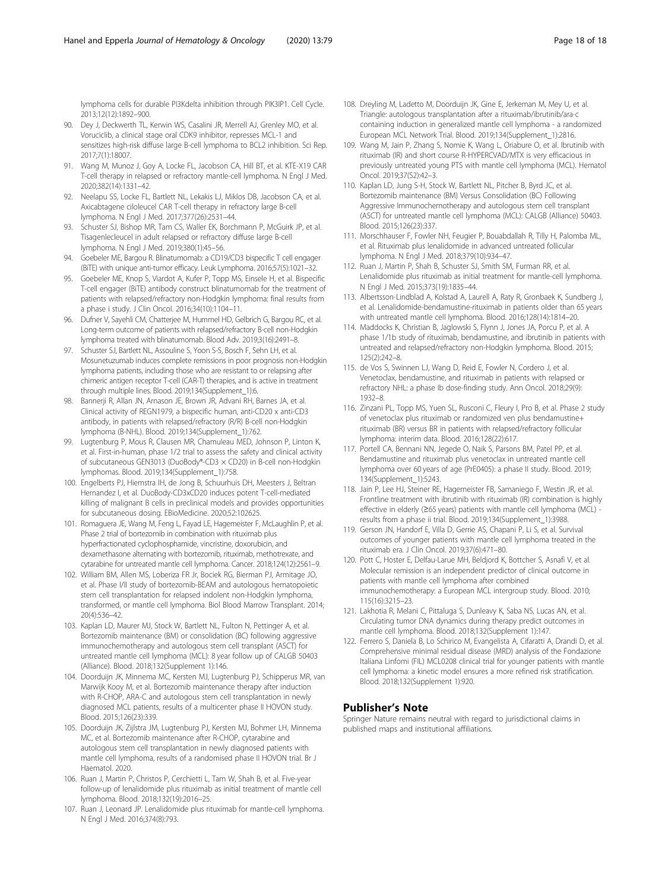lymphoma cells for durable PI3Kdelta inhibition through PIK3IP1. Cell Cycle. 2013;12(12):1892–900.

90. Dey J, Deckwerth TL, Kerwin WS, Casalini JR, Merrell AJ, Grenley MO, et al. Voruciclib, a clinical stage oral CDK9 inhibitor, represses MCL-1 and sensitizes high-risk diffuse large B-cell lymphoma to BCL2 inhibition. Sci Rep. 2017;7(1):18007.
91. Wang M, Munoz J, Goy A, Locke FL, Jacobson CA, Hill BT, et al. KTE-X19 CAR T-cell therapy in relapsed or refractory mantle-cell lymphoma. N Engl J Med. 2020;382(14):1331–42.
92. Neelapu SS, Locke FL, Bartlett NL, Lekakis LJ, Miklos DB, Jacobson CA, et al. Axicabtagene ciloleucel CAR T-cell therapy in refractory large B-cell lymphoma. N Engl J Med. 2017;377(26):2531–44.
93. Schuster SJ, Bishop MR, Tam CS, Waller EK, Borchmann P, McGuirk JP, et al. Tisagenlecleucel in adult relapsed or refractory diffuse large B-cell lymphoma. N Engl J Med. 2019;380(1):45–56.
94. Goebeler ME, Bargou R. Blinatumomab: a CD19/CD3 bispecific T cell engager (BiTE) with unique anti-tumor efficacy. Leuk Lymphoma. 2016;57(5):1021–32.
95. Goebeler ME, Knop S, Viardot A, Kufer P, Topp MS, Einsele H, et al. Bispecific T-cell engager (BiTE) antibody construct blinatumomab for the treatment of patients with relapsed/refractory non-Hodgkin lymphoma: final results from a phase i study. J Clin Oncol. 2016;34(10):1104–11.
96. Dufner V, Sayehli CM, Chatterjee M, Hummel HD, Gelbrich G, Bargou RC, et al. Long-term outcome of patients with relapsed/refractory B-cell non-Hodgkin lymphoma treated with blinatumomab. Blood Adv. 2019;3(16):2491–8.
97. Schuster SJ, Bartlett NL, Assouline S, Yoon S-S, Bosch F, Sehn LH, et al. Mosunetuzumab induces complete remissions in poor prognosis non-Hodgkin lymphoma patients, including those who are resistant to or relapsing after chimeric antigen receptor T-cell (CAR-T) therapies, and is active in treatment through multiple lines. Blood. 2019;134(Supplement_1):6.
98. Bannerji R, Allan JN, Arnason JE, Brown JR, Advani RH, Barnes JA, et al. Clinical activity of REGN1979, a bispecific human, anti-CD20 x anti-CD3 antibody, in patients with relapsed/refractory (R/R) B-cell non-Hodgkin lymphoma (B-NHL). Blood. 2019;134(Supplement_1):762.
99. Lugtenburg P, Mous R, Clausen MR, Chamuleau MED, Johnson P, Linton K, et al. First-in-human, phase 1/2 trial to assess the safety and clinical activity of subcutaneous GEN3013 (DuoBody®-CD3 × CD20) in B-cell non-Hodgkin lymphomas. Blood. 2019;134(Supplement_1):758.
100. Engelberts PJ, Hiemstra IH, de Jong B, Schuurhuis DH, Meesters J, Beltran Hernandez I, et al. DuoBody-CD3xCD20 induces potent T-cell-mediated killing of malignant B cells in preclinical models and provides opportunities for subcutaneous dosing. EBioMedicine. 2020;52:102625.
101. Romaguera JE, Wang M, Feng L, Fayad LE, Hagemeister F, McLaughlin P, et al. Phase 2 trial of bortezomib in combination with rituximab plus hyperfractionated cyclophosphamide, vincristine, doxorubicin, and dexamethasone alternating with bortezomib, rituximab, methotrexate, and cytarabine for untreated mantle cell lymphoma. Cancer. 2018;124(12):2561–9.
102. William BM, Allen MS, Loberiza FR Jr, Bociek RG, Bierman PJ, Armitage JO, et al. Phase I/II study of bortezomib-BEAM and autologous hematopoietic stem cell transplantation for relapsed indolent non-Hodgkin lymphoma, transformed, or mantle cell lymphoma. Biol Blood Marrow Transplant. 2014; 20(4):536–42.
103. Kaplan LD, Maurer MJ, Stock W, Bartlett NL, Fulton N, Pettinger A, et al. Bortezomib maintenance (BM) or consolidation (BC) following aggressive immunochemotherapy and autologous stem cell transplant (ASCT) for untreated mantle cell lymphoma (MCL): 8 year follow up of CALGB 50403 (Alliance). Blood. 2018;132(Supplement 1):146.
104. Doorduijn JK, Minnema MC, Kersten MJ, Lugtenburg PJ, Schipperus MR, van Marwijk Kooy M, et al. Bortezomib maintenance therapy after induction with R-CHOP, ARA-C and autologous stem cell transplantation in newly diagnosed MCL patients, results of a multicenter phase II HOVON study. Blood. 2015;126(23):339.
105. Doorduijn JK, Zijlstra JM, Lugtenburg PJ, Kersten MJ, Bohmer LH, Minnema MC, et al. Bortezomib maintenance after R-CHOP, cytarabine and autologous stem cell transplantation in newly diagnosed patients with mantle cell lymphoma, results of a randomised phase II HOVON trial. Br J Haematol. 2020.
106. Ruan J, Martin P, Christos P, Cerchietti L, Tam W, Shah B, et al. Five-year follow-up of lenalidomide plus rituximab as initial treatment of mantle cell lymphoma. Blood. 2018;132(19):2016–25.
107. Ruan J, Leonard JP. Lenalidomide plus rituximab for mantle-cell lymphoma. N Engl J Med. 2016;374(8):793.
108. Dreyling M, Ladetto M, Doorduijn JK, Gine E, Jerkeman M, Mey U, et al. Triangle: autologous transplantation after a rituximab/ibrutinib/ara-c containing induction in generalized mantle cell lymphoma - a randomized European MCL Network Trial. Blood. 2019;134(Supplement_1):2816.
109. Wang M, Jain P, Zhang S, Nomie K, Wang L, Oriabure O, et al. Ibrutinib with rituximab (IR) and short course R-HYPERCVAD/MTX is very efficacious in previously untreated young PTS with mantle cell lymphoma (MCL). Hematol Oncol. 2019;37(S2):42–3.
110. Kaplan LD, Jung S-H, Stock W, Bartlett NL, Pitcher B, Byrd JC, et al. Bortezomib maintenance (BM) Versus Consolidation (BC) Following Aggressive Immunochemotherapy and autologous stem cell transplant (ASCT) for untreated mantle cell lymphoma (MCL): CALGB (Alliance) 50403. Blood. 2015;126(23):337.
111. Morschhauser F, Fowler NH, Feugier P, Bouabdallah R, Tilly H, Palomba ML, et al. Rituximab plus lenalidomide in advanced untreated follicular lymphoma. N Engl J Med. 2018;379(10):934–47.
112. Ruan J, Martin P, Shah B, Schuster SJ, Smith SM, Furman RR, et al. Lenalidomide plus rituximab as initial treatment for mantle-cell lymphoma. N Engl J Med. 2015;373(19):1835–44.
113. Albertsson-Lindblad A, Kolstad A, Laurell A, Raty R, Gronbaek K, Sundberg J, et al. Lenalidomide-bendamustine-rituximab in patients older than 65 years with untreated mantle cell lymphoma. Blood. 2016;128(14):1814–20.
114. Maddocks K, Christian B, Jaglowski S, Flynn J, Jones JA, Porcu P, et al. A phase 1/1b study of rituximab, bendamustine, and ibrutinib in patients with untreated and relapsed/refractory non-Hodgkin lymphoma. Blood. 2015; 125(2):242–8.
115. de Vos S, Swinnen LJ, Wang D, Reid E, Fowler N, Cordero J, et al. Venetoclax, bendamustine, and rituximab in patients with relapsed or refractory NHL: a phase Ib dose-finding study. Ann Oncol. 2018;29(9): 1932–8.
116. Zinzani PL, Topp MS, Yuen SL, Rusconi C, Fleury I, Pro B, et al. Phase 2 study of venetoclax plus rituximab or randomized ven plus bendamustine+ rituximab (BR) versus BR in patients with relapsed/refractory follicular lymphoma: interim data. Blood. 2016;128(22):617.
117. Portell CA, Bennani NN, Jegede O, Naik S, Parsons BM, Patel PP, et al. Bendamustine and rituximab plus venetoclax in untreated mantle cell lymphoma over 60 years of age (PrE0405): a phase II study. Blood. 2019; 134(Supplement_1):5243.
118. Jain P, Lee HJ, Steiner RE, Hagemeister FB, Samaniego F, Westin JR, et al. Frontline treatment with ibrutinib with rituximab (IR) combination is highly effective in elderly (≥65 years) patients with mantle cell lymphoma (MCL) - results from a phase ii trial. Blood. 2019;134(Supplement_1):3988.
119. Gerson JN, Handorf E, Villa D, Gerrie AS, Chapani P, Li S, et al. Survival outcomes of younger patients with mantle cell lymphoma treated in the rituximab era. J Clin Oncol. 2019;37(6):471–80.
120. Pott C, Hoster E, Delfau-Larue MH, Beldjord K, Bottcher S, Asnafi V, et al. Molecular remission is an independent predictor of clinical outcome in patients with mantle cell lymphoma after combined immunochemotherapy: a European MCL intergroup study. Blood. 2010; 115(16):3215–23.
121. Lakhotia R, Melani C, Pittaluga S, Dunleavy K, Saba NS, Lucas AN, et al. Circulating tumor DNA dynamics during therapy predict outcomes in mantle cell lymphoma. Blood. 2018;132(Supplement 1):147.
122. Ferrero S, Daniela B, Lo Schirico M, Evangelista A, Cifaratti A, Drandi D, et al. Comprehensive minimal residual disease (MRD) analysis of the Fondazione Italiana Linfomi (FIL) MCL0208 clinical trial for younger patients with mantle cell lymphoma: a kinetic model ensures a more refined risk stratification. Blood. 2018;132(Supplement 1):920.

## Publisher's Note

Springer Nature remains neutral with regard to jurisdictional claims in published maps and institutional affiliations.